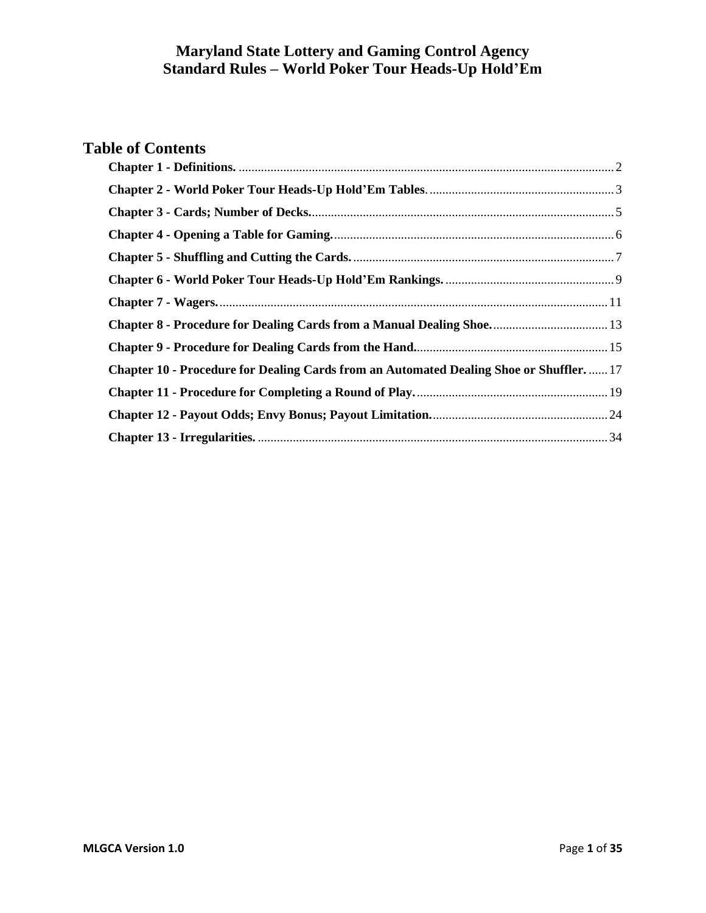# Maryland State Lottery and Gaming Control Agency
# Standard Rules – World Poker Tour Heads-Up Hold'Em

## Table of Contents

**Chapter 1 - Definitions.** ...... 2

**Chapter 2 - World Poker Tour Heads-Up Hold'Em Tables.** ...... 3

**Chapter 3 - Cards; Number of Decks.** ...... 5

**Chapter 4 - Opening a Table for Gaming.** ...... 6

**Chapter 5 - Shuffling and Cutting the Cards.** ...... 7

**Chapter 6 - World Poker Tour Heads-Up Hold'Em Rankings.** ...... 9

**Chapter 7 - Wagers.** ...... 11

**Chapter 8 - Procedure for Dealing Cards from a Manual Dealing Shoe.** ...... 13

**Chapter 9 - Procedure for Dealing Cards from the Hand.** ...... 15

**Chapter 10 - Procedure for Dealing Cards from an Automated Dealing Shoe or Shuffler.** ...... 17

**Chapter 11 - Procedure for Completing a Round of Play.** ...... 19

**Chapter 12 - Payout Odds; Envy Bonus; Payout Limitation.** ...... 24

**Chapter 13 - Irregularities.** ...... 34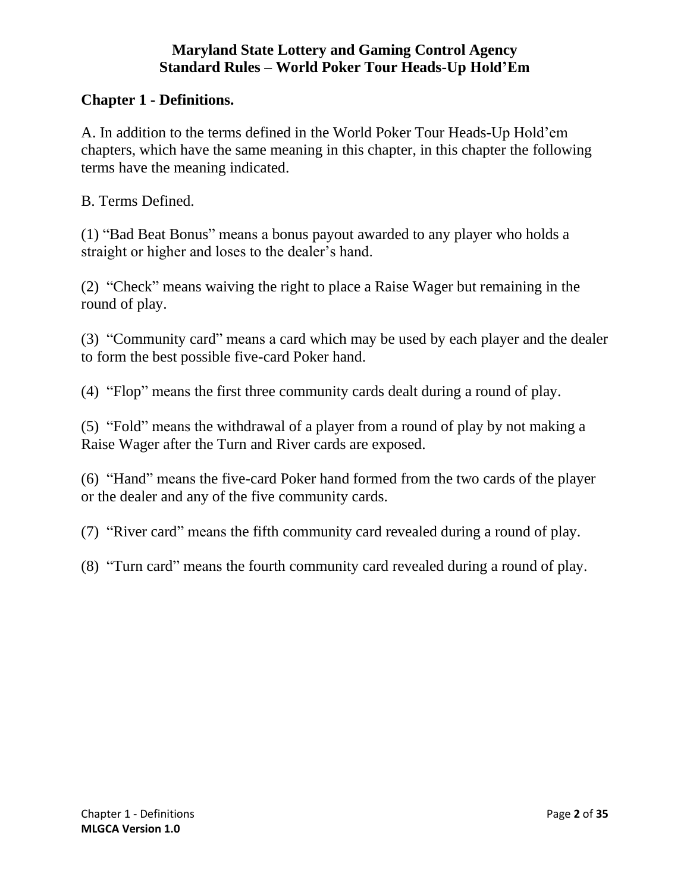# Maryland State Lottery and Gaming Control Agency
# Standard Rules – World Poker Tour Heads-Up Hold'Em

## Chapter 1 - Definitions.

A. In addition to the terms defined in the World Poker Tour Heads-Up Hold'em chapters, which have the same meaning in this chapter, in this chapter the following terms have the meaning indicated.

B. Terms Defined.

(1) "Bad Beat Bonus" means a bonus payout awarded to any player who holds a straight or higher and loses to the dealer's hand.

(2) "Check" means waiving the right to place a Raise Wager but remaining in the round of play.

(3) "Community card" means a card which may be used by each player and the dealer to form the best possible five-card Poker hand.

(4) "Flop" means the first three community cards dealt during a round of play.

(5) "Fold" means the withdrawal of a player from a round of play by not making a Raise Wager after the Turn and River cards are exposed.

(6) "Hand" means the five-card Poker hand formed from the two cards of the player or the dealer and any of the five community cards.

(7) "River card" means the fifth community card revealed during a round of play.

(8) "Turn card" means the fourth community card revealed during a round of play.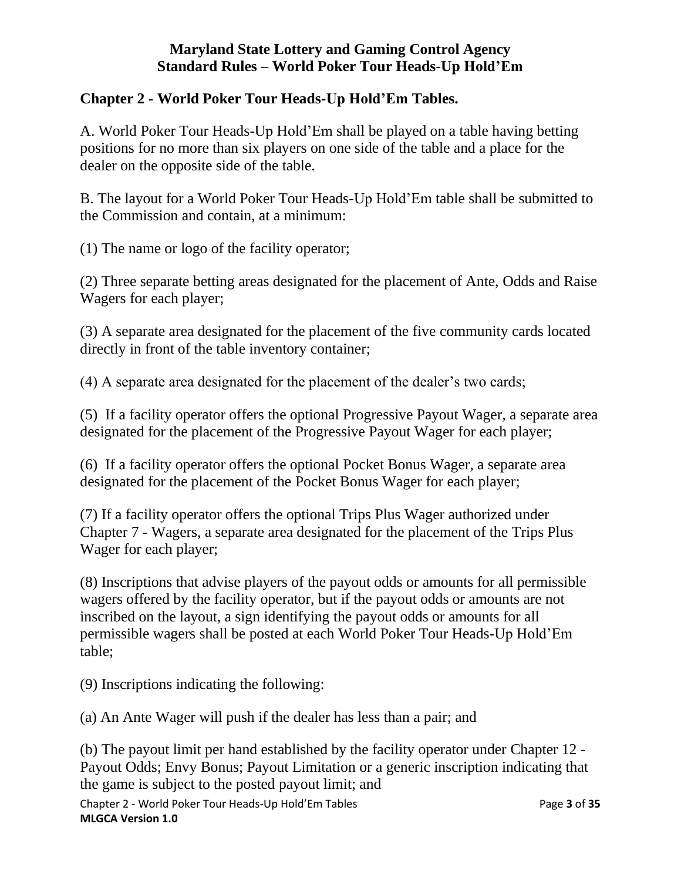## Chapter 2 - World Poker Tour Heads-Up Hold'Em Tables.

A. World Poker Tour Heads-Up Hold'Em shall be played on a table having betting positions for no more than six players on one side of the table and a place for the dealer on the opposite side of the table.

B. The layout for a World Poker Tour Heads-Up Hold'Em table shall be submitted to the Commission and contain, at a minimum:

(1) The name or logo of the facility operator;

(2) Three separate betting areas designated for the placement of Ante, Odds and Raise Wagers for each player;

(3) A separate area designated for the placement of the five community cards located directly in front of the table inventory container;

(4) A separate area designated for the placement of the dealer's two cards;

(5) If a facility operator offers the optional Progressive Payout Wager, a separate area designated for the placement of the Progressive Payout Wager for each player;

(6) If a facility operator offers the optional Pocket Bonus Wager, a separate area designated for the placement of the Pocket Bonus Wager for each player;

(7) If a facility operator offers the optional Trips Plus Wager authorized under Chapter 7 - Wagers, a separate area designated for the placement of the Trips Plus Wager for each player;

(8) Inscriptions that advise players of the payout odds or amounts for all permissible wagers offered by the facility operator, but if the payout odds or amounts are not inscribed on the layout, a sign identifying the payout odds or amounts for all permissible wagers shall be posted at each World Poker Tour Heads-Up Hold'Em table;

(9) Inscriptions indicating the following:

(a) An Ante Wager will push if the dealer has less than a pair; and

(b) The payout limit per hand established by the facility operator under Chapter 12 - Payout Odds; Envy Bonus; Payout Limitation or a generic inscription indicating that the game is subject to the posted payout limit; and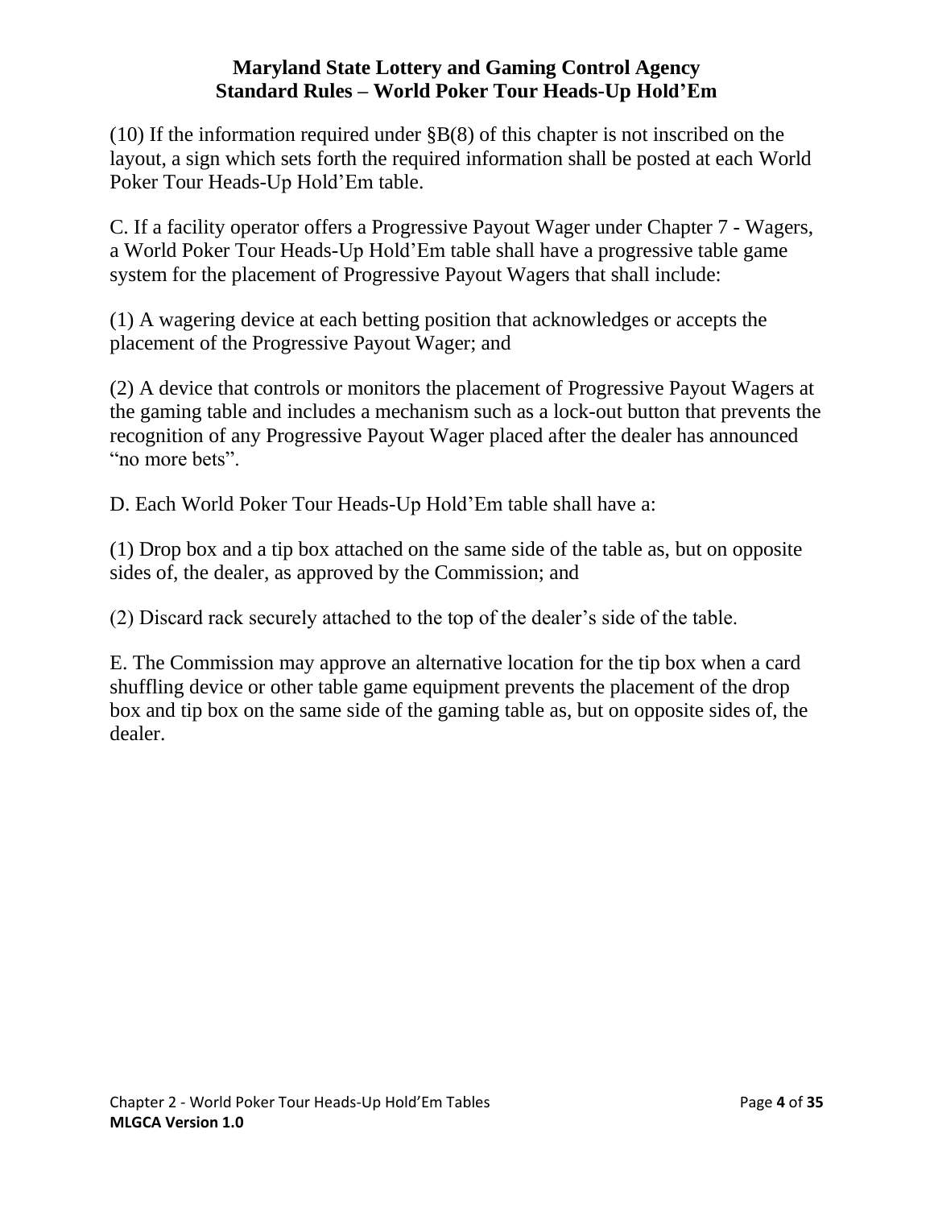(10) If the information required under §B(8) of this chapter is not inscribed on the layout, a sign which sets forth the required information shall be posted at each World Poker Tour Heads-Up Hold'Em table.

C. If a facility operator offers a Progressive Payout Wager under Chapter 7 - Wagers, a World Poker Tour Heads-Up Hold'Em table shall have a progressive table game system for the placement of Progressive Payout Wagers that shall include:

(1) A wagering device at each betting position that acknowledges or accepts the placement of the Progressive Payout Wager; and

(2) A device that controls or monitors the placement of Progressive Payout Wagers at the gaming table and includes a mechanism such as a lock-out button that prevents the recognition of any Progressive Payout Wager placed after the dealer has announced "no more bets".

D. Each World Poker Tour Heads-Up Hold'Em table shall have a:

(1) Drop box and a tip box attached on the same side of the table as, but on opposite sides of, the dealer, as approved by the Commission; and

(2) Discard rack securely attached to the top of the dealer's side of the table.

E. The Commission may approve an alternative location for the tip box when a card shuffling device or other table game equipment prevents the placement of the drop box and tip box on the same side of the gaming table as, but on opposite sides of, the dealer.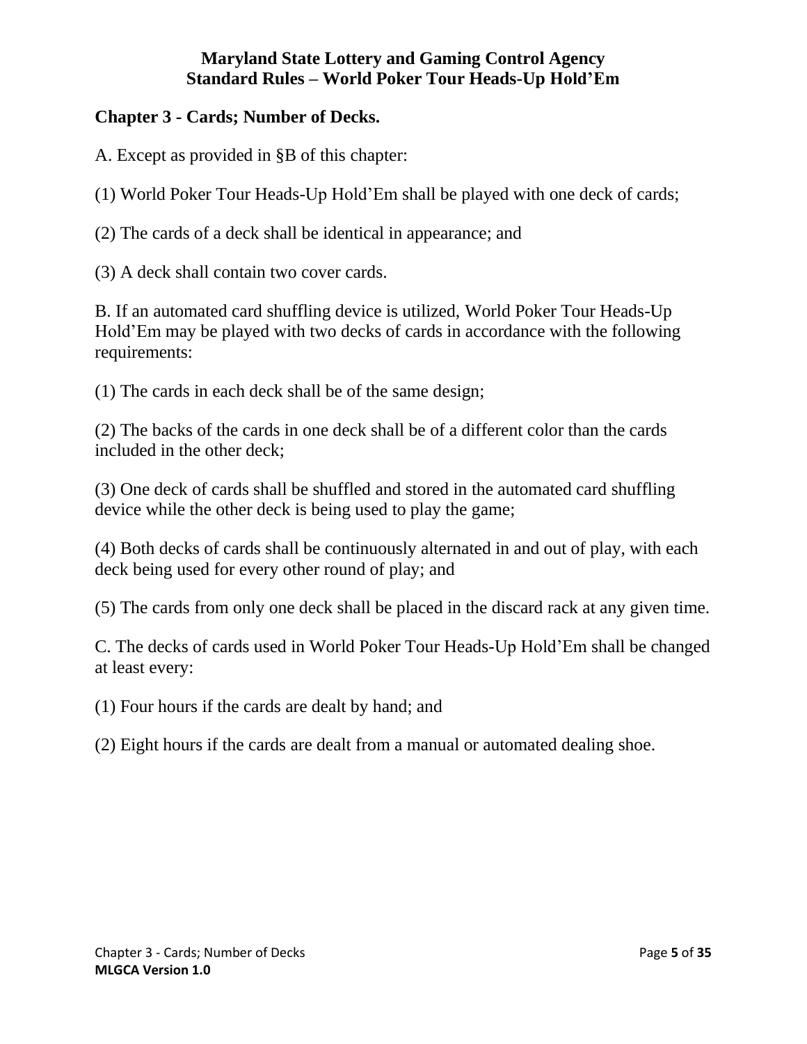## Chapter 3 - Cards; Number of Decks.

A. Except as provided in §B of this chapter:

(1) World Poker Tour Heads-Up Hold'Em shall be played with one deck of cards;

(2) The cards of a deck shall be identical in appearance; and

(3) A deck shall contain two cover cards.

B. If an automated card shuffling device is utilized, World Poker Tour Heads-Up Hold'Em may be played with two decks of cards in accordance with the following requirements:

(1) The cards in each deck shall be of the same design;

(2) The backs of the cards in one deck shall be of a different color than the cards included in the other deck;

(3) One deck of cards shall be shuffled and stored in the automated card shuffling device while the other deck is being used to play the game;

(4) Both decks of cards shall be continuously alternated in and out of play, with each deck being used for every other round of play; and

(5) The cards from only one deck shall be placed in the discard rack at any given time.

C. The decks of cards used in World Poker Tour Heads-Up Hold'Em shall be changed at least every:

(1) Four hours if the cards are dealt by hand; and

(2) Eight hours if the cards are dealt from a manual or automated dealing shoe.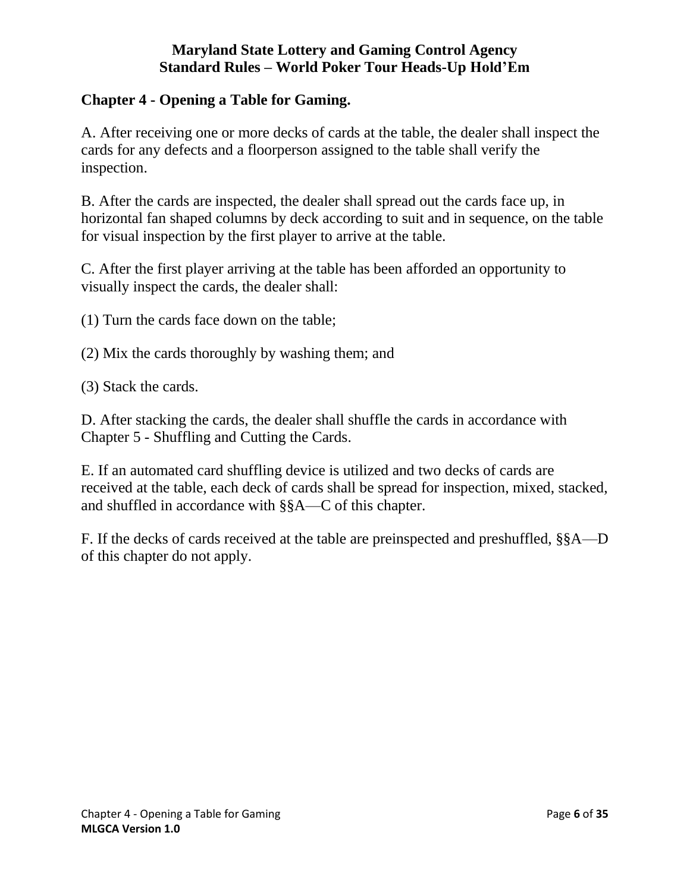## Chapter 4 - Opening a Table for Gaming.

A. After receiving one or more decks of cards at the table, the dealer shall inspect the cards for any defects and a floorperson assigned to the table shall verify the inspection.

B. After the cards are inspected, the dealer shall spread out the cards face up, in horizontal fan shaped columns by deck according to suit and in sequence, on the table for visual inspection by the first player to arrive at the table.

C. After the first player arriving at the table has been afforded an opportunity to visually inspect the cards, the dealer shall:

(1) Turn the cards face down on the table;

(2) Mix the cards thoroughly by washing them; and

(3) Stack the cards.

D. After stacking the cards, the dealer shall shuffle the cards in accordance with Chapter 5 - Shuffling and Cutting the Cards.

E. If an automated card shuffling device is utilized and two decks of cards are received at the table, each deck of cards shall be spread for inspection, mixed, stacked, and shuffled in accordance with §§A—C of this chapter.

F. If the decks of cards received at the table are preinspected and preshuffled, §§A—D of this chapter do not apply.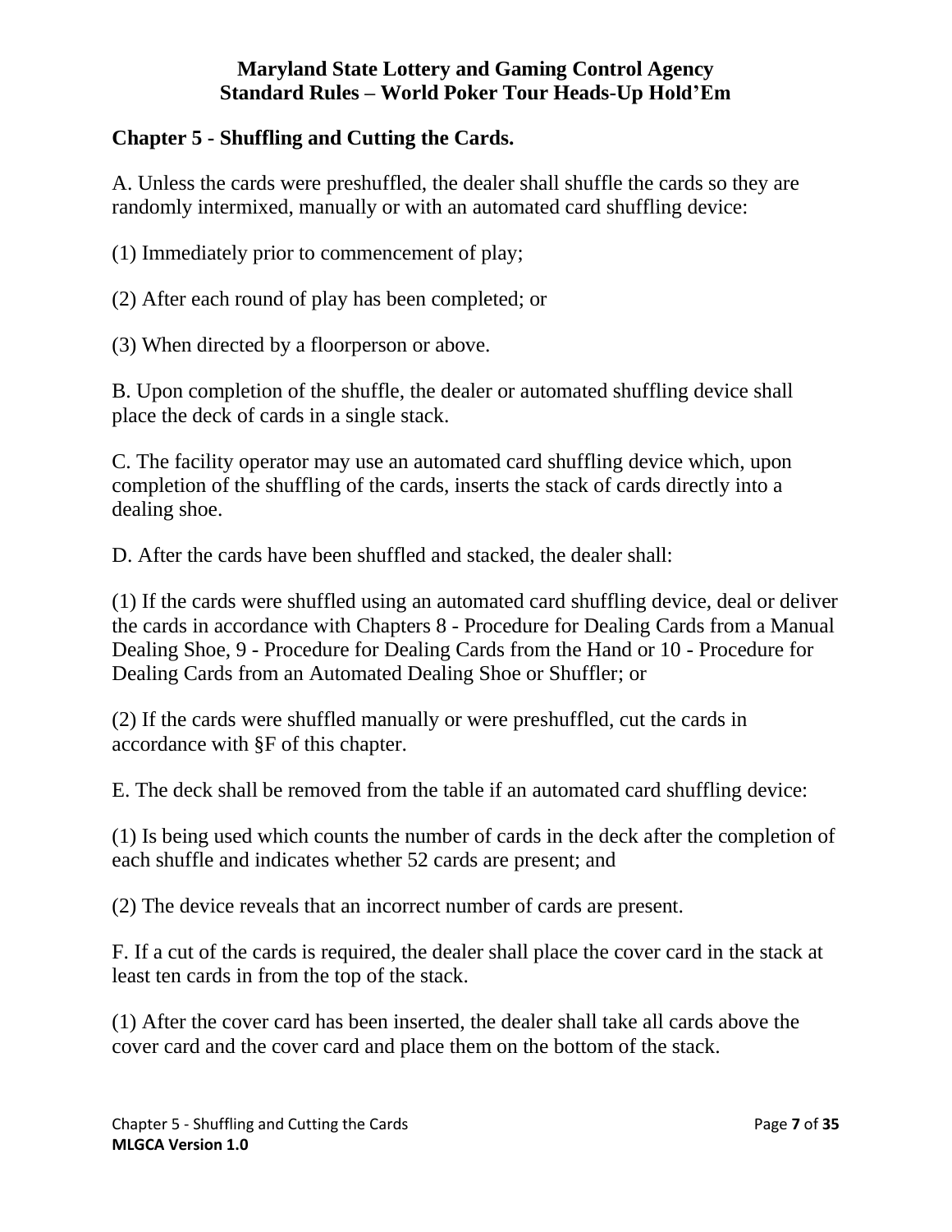## Chapter 5 - Shuffling and Cutting the Cards.

A. Unless the cards were preshuffled, the dealer shall shuffle the cards so they are randomly intermixed, manually or with an automated card shuffling device:

(1) Immediately prior to commencement of play;

(2) After each round of play has been completed; or

(3) When directed by a floorperson or above.

B. Upon completion of the shuffle, the dealer or automated shuffling device shall place the deck of cards in a single stack.

C. The facility operator may use an automated card shuffling device which, upon completion of the shuffling of the cards, inserts the stack of cards directly into a dealing shoe.

D. After the cards have been shuffled and stacked, the dealer shall:

(1) If the cards were shuffled using an automated card shuffling device, deal or deliver the cards in accordance with Chapters 8 - Procedure for Dealing Cards from a Manual Dealing Shoe, 9 - Procedure for Dealing Cards from the Hand or 10 - Procedure for Dealing Cards from an Automated Dealing Shoe or Shuffler; or

(2) If the cards were shuffled manually or were preshuffled, cut the cards in accordance with §F of this chapter.

E. The deck shall be removed from the table if an automated card shuffling device:

(1) Is being used which counts the number of cards in the deck after the completion of each shuffle and indicates whether 52 cards are present; and

(2) The device reveals that an incorrect number of cards are present.

F. If a cut of the cards is required, the dealer shall place the cover card in the stack at least ten cards in from the top of the stack.

(1) After the cover card has been inserted, the dealer shall take all cards above the cover card and the cover card and place them on the bottom of the stack.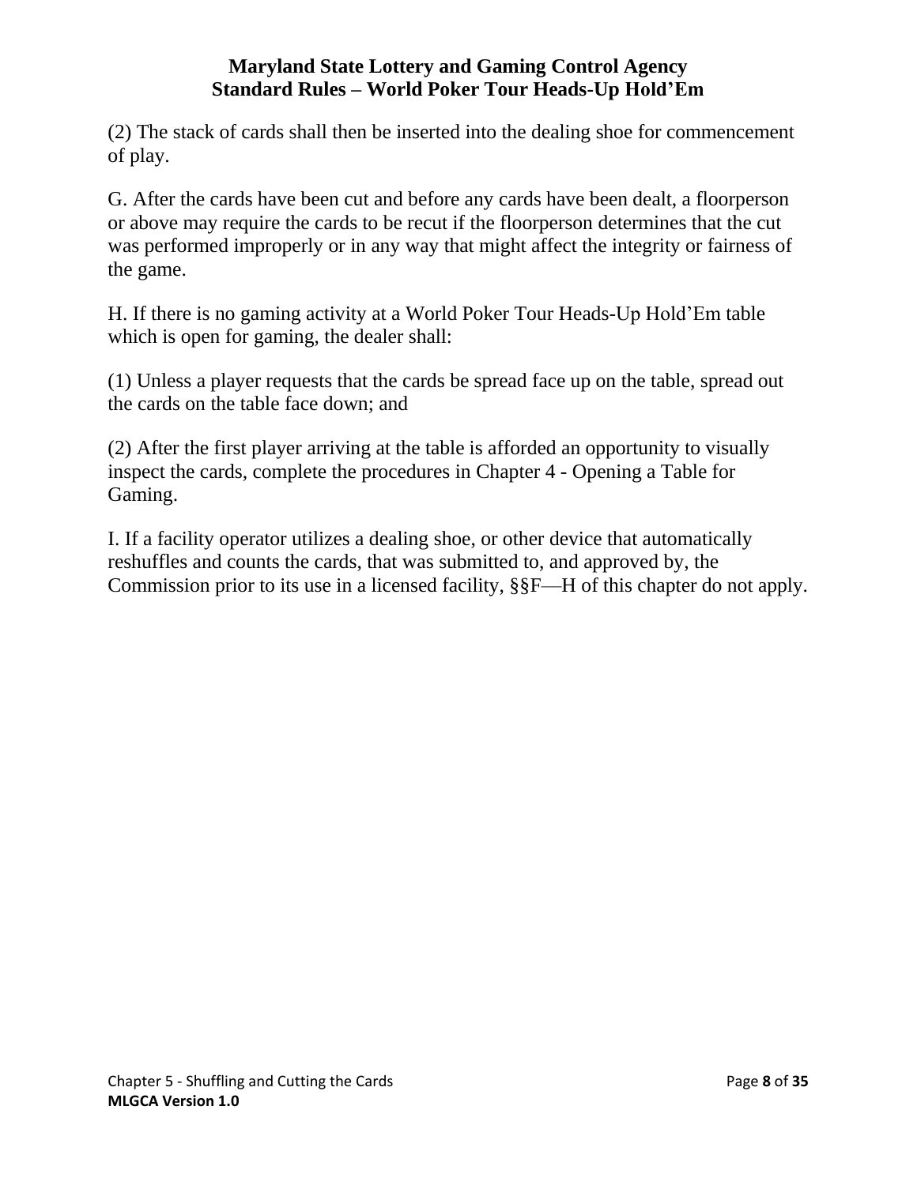(2) The stack of cards shall then be inserted into the dealing shoe for commencement of play.

G. After the cards have been cut and before any cards have been dealt, a floorperson or above may require the cards to be recut if the floorperson determines that the cut was performed improperly or in any way that might affect the integrity or fairness of the game.

H. If there is no gaming activity at a World Poker Tour Heads-Up Hold'Em table which is open for gaming, the dealer shall:

(1) Unless a player requests that the cards be spread face up on the table, spread out the cards on the table face down; and

(2) After the first player arriving at the table is afforded an opportunity to visually inspect the cards, complete the procedures in Chapter 4 - Opening a Table for Gaming.

I. If a facility operator utilizes a dealing shoe, or other device that automatically reshuffles and counts the cards, that was submitted to, and approved by, the Commission prior to its use in a licensed facility, §§F—H of this chapter do not apply.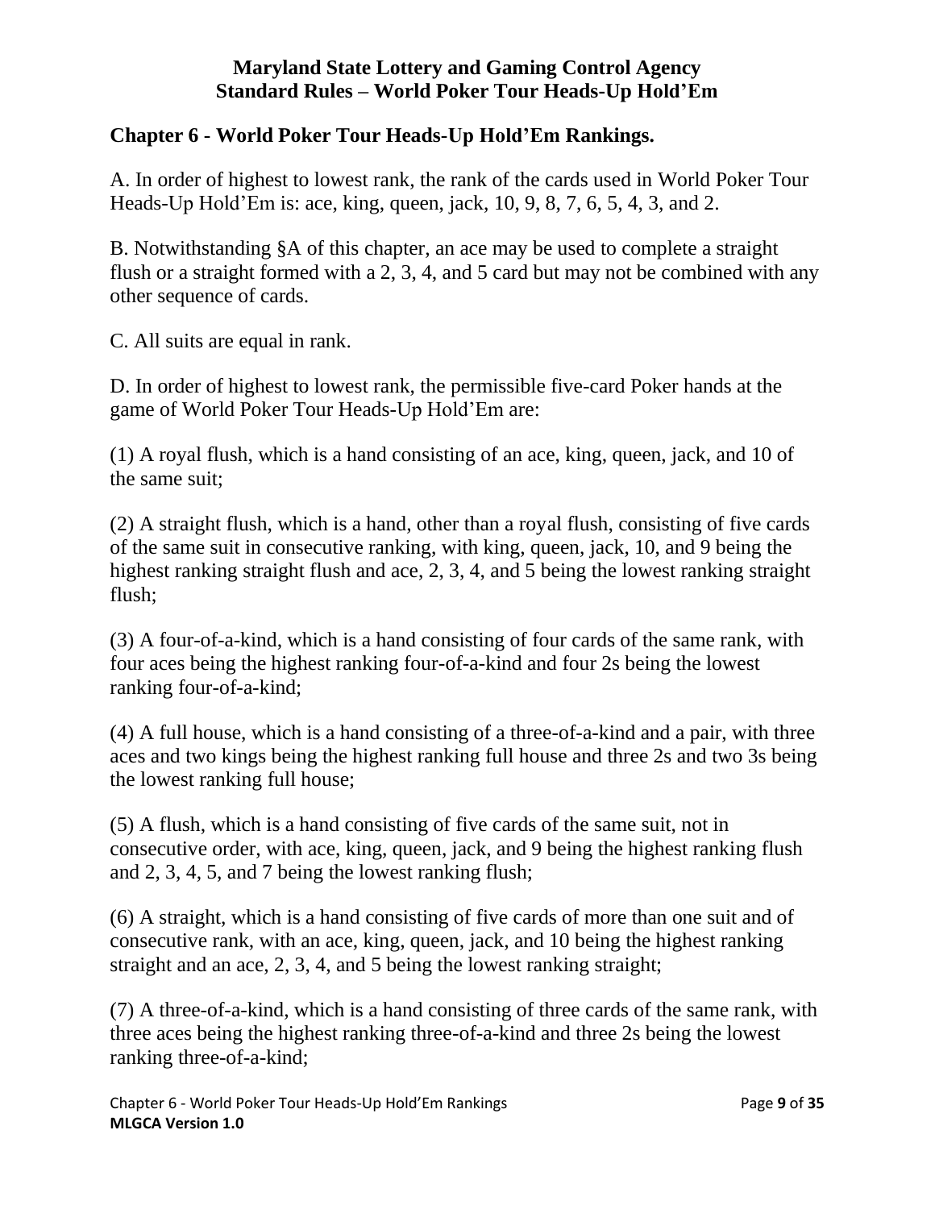## Chapter 6 - World Poker Tour Heads-Up Hold'Em Rankings.

A. In order of highest to lowest rank, the rank of the cards used in World Poker Tour Heads-Up Hold'Em is: ace, king, queen, jack, 10, 9, 8, 7, 6, 5, 4, 3, and 2.

B. Notwithstanding §A of this chapter, an ace may be used to complete a straight flush or a straight formed with a 2, 3, 4, and 5 card but may not be combined with any other sequence of cards.

C. All suits are equal in rank.

D. In order of highest to lowest rank, the permissible five-card Poker hands at the game of World Poker Tour Heads-Up Hold'Em are:

(1) A royal flush, which is a hand consisting of an ace, king, queen, jack, and 10 of the same suit;

(2) A straight flush, which is a hand, other than a royal flush, consisting of five cards of the same suit in consecutive ranking, with king, queen, jack, 10, and 9 being the highest ranking straight flush and ace, 2, 3, 4, and 5 being the lowest ranking straight flush;

(3) A four-of-a-kind, which is a hand consisting of four cards of the same rank, with four aces being the highest ranking four-of-a-kind and four 2s being the lowest ranking four-of-a-kind;

(4) A full house, which is a hand consisting of a three-of-a-kind and a pair, with three aces and two kings being the highest ranking full house and three 2s and two 3s being the lowest ranking full house;

(5) A flush, which is a hand consisting of five cards of the same suit, not in consecutive order, with ace, king, queen, jack, and 9 being the highest ranking flush and 2, 3, 4, 5, and 7 being the lowest ranking flush;

(6) A straight, which is a hand consisting of five cards of more than one suit and of consecutive rank, with an ace, king, queen, jack, and 10 being the highest ranking straight and an ace, 2, 3, 4, and 5 being the lowest ranking straight;

(7) A three-of-a-kind, which is a hand consisting of three cards of the same rank, with three aces being the highest ranking three-of-a-kind and three 2s being the lowest ranking three-of-a-kind;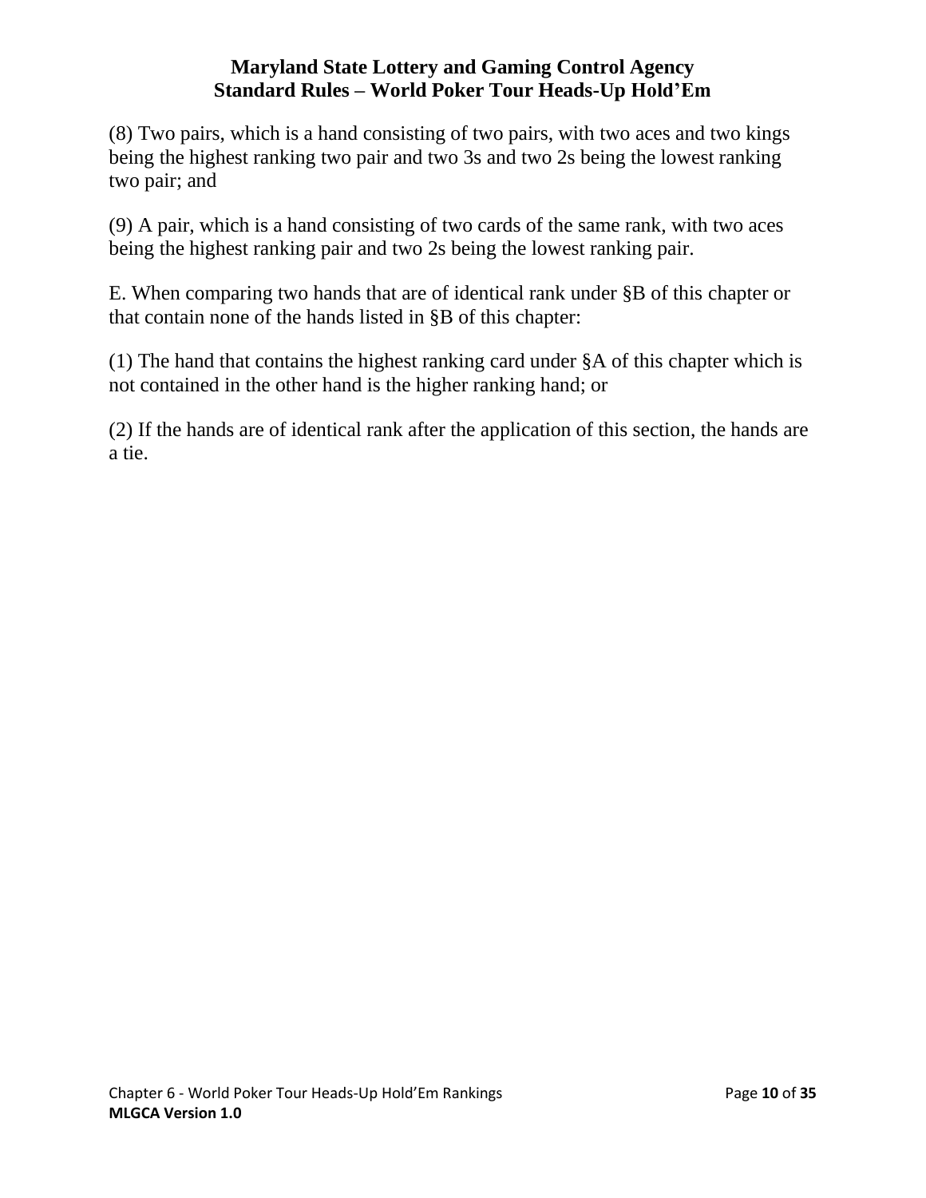(8) Two pairs, which is a hand consisting of two pairs, with two aces and two kings being the highest ranking two pair and two 3s and two 2s being the lowest ranking two pair; and

(9) A pair, which is a hand consisting of two cards of the same rank, with two aces being the highest ranking pair and two 2s being the lowest ranking pair.

E. When comparing two hands that are of identical rank under §B of this chapter or that contain none of the hands listed in §B of this chapter:

(1) The hand that contains the highest ranking card under §A of this chapter which is not contained in the other hand is the higher ranking hand; or

(2) If the hands are of identical rank after the application of this section, the hands are a tie.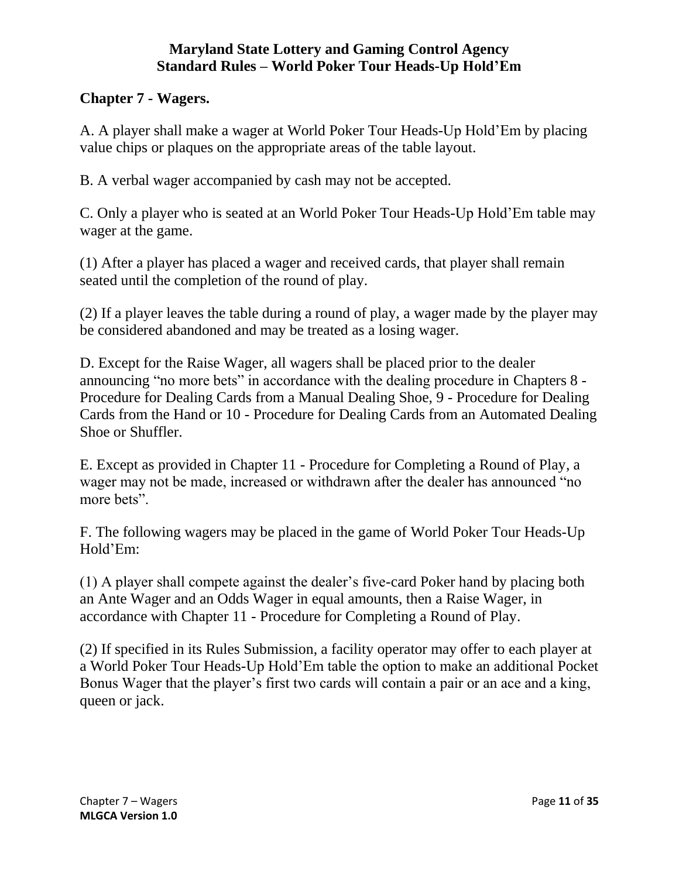**Maryland State Lottery and Gaming Control Agency**
**Standard Rules – World Poker Tour Heads-Up Hold'Em**

## Chapter 7 - Wagers.

A. A player shall make a wager at World Poker Tour Heads-Up Hold'Em by placing value chips or plaques on the appropriate areas of the table layout.

B. A verbal wager accompanied by cash may not be accepted.

C. Only a player who is seated at an World Poker Tour Heads-Up Hold'Em table may wager at the game.

(1) After a player has placed a wager and received cards, that player shall remain seated until the completion of the round of play.

(2) If a player leaves the table during a round of play, a wager made by the player may be considered abandoned and may be treated as a losing wager.

D. Except for the Raise Wager, all wagers shall be placed prior to the dealer announcing "no more bets" in accordance with the dealing procedure in Chapters 8 - Procedure for Dealing Cards from a Manual Dealing Shoe, 9 - Procedure for Dealing Cards from the Hand or 10 - Procedure for Dealing Cards from an Automated Dealing Shoe or Shuffler.

E. Except as provided in Chapter 11 - Procedure for Completing a Round of Play, a wager may not be made, increased or withdrawn after the dealer has announced "no more bets".

F. The following wagers may be placed in the game of World Poker Tour Heads-Up Hold'Em:

(1) A player shall compete against the dealer's five-card Poker hand by placing both an Ante Wager and an Odds Wager in equal amounts, then a Raise Wager, in accordance with Chapter 11 - Procedure for Completing a Round of Play.

(2) If specified in its Rules Submission, a facility operator may offer to each player at a World Poker Tour Heads-Up Hold'Em table the option to make an additional Pocket Bonus Wager that the player's first two cards will contain a pair or an ace and a king, queen or jack.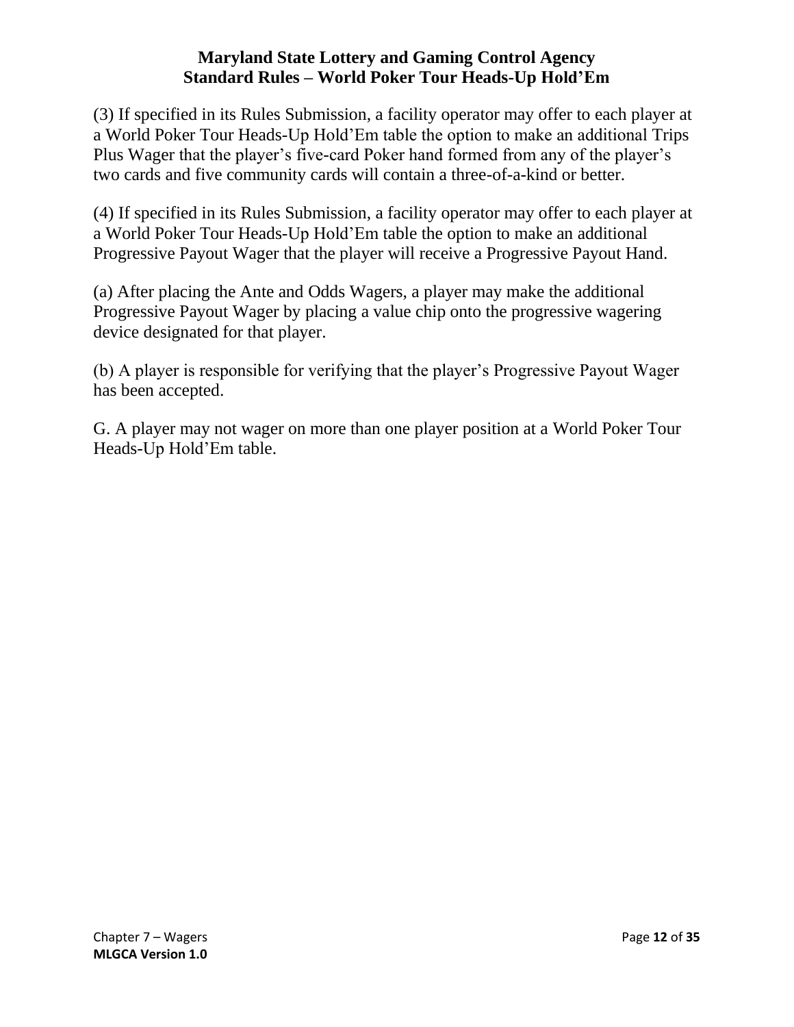(3) If specified in its Rules Submission, a facility operator may offer to each player at a World Poker Tour Heads-Up Hold'Em table the option to make an additional Trips Plus Wager that the player's five-card Poker hand formed from any of the player's two cards and five community cards will contain a three-of-a-kind or better.

(4) If specified in its Rules Submission, a facility operator may offer to each player at a World Poker Tour Heads-Up Hold'Em table the option to make an additional Progressive Payout Wager that the player will receive a Progressive Payout Hand.

(a) After placing the Ante and Odds Wagers, a player may make the additional Progressive Payout Wager by placing a value chip onto the progressive wagering device designated for that player.

(b) A player is responsible for verifying that the player's Progressive Payout Wager has been accepted.

G. A player may not wager on more than one player position at a World Poker Tour Heads-Up Hold'Em table.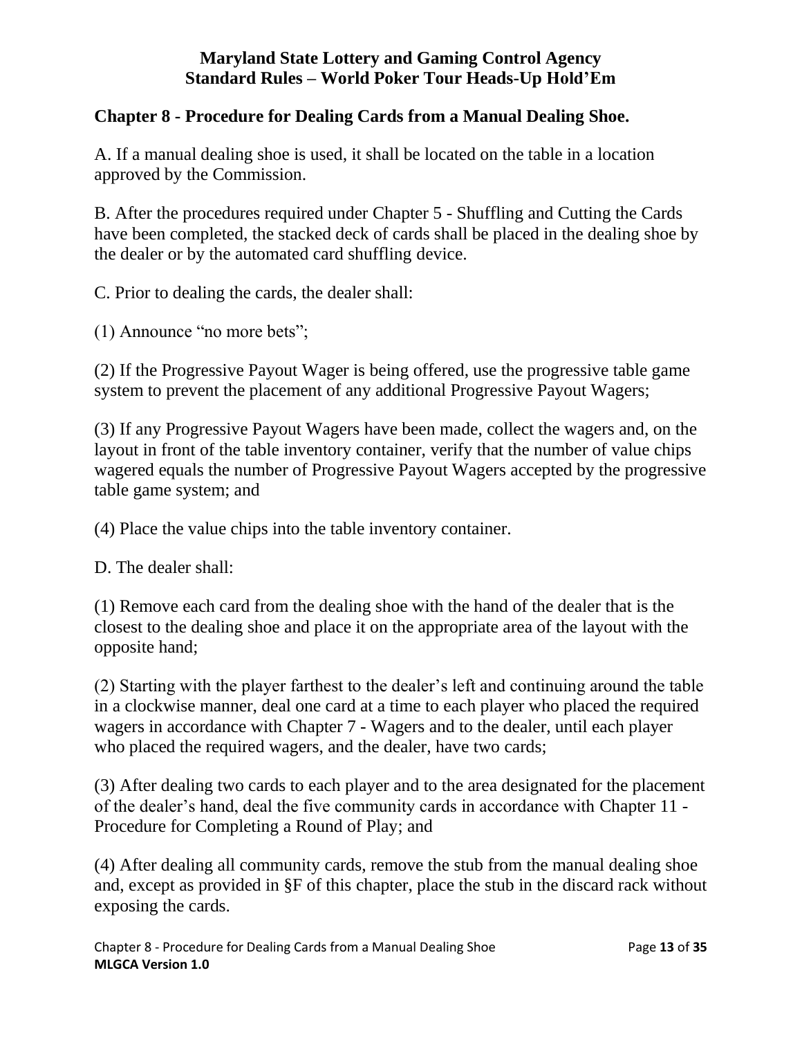## Chapter 8 - Procedure for Dealing Cards from a Manual Dealing Shoe.

A. If a manual dealing shoe is used, it shall be located on the table in a location approved by the Commission.

B. After the procedures required under Chapter 5 - Shuffling and Cutting the Cards have been completed, the stacked deck of cards shall be placed in the dealing shoe by the dealer or by the automated card shuffling device.

C. Prior to dealing the cards, the dealer shall:

(1) Announce "no more bets";

(2) If the Progressive Payout Wager is being offered, use the progressive table game system to prevent the placement of any additional Progressive Payout Wagers;

(3) If any Progressive Payout Wagers have been made, collect the wagers and, on the layout in front of the table inventory container, verify that the number of value chips wagered equals the number of Progressive Payout Wagers accepted by the progressive table game system; and

(4) Place the value chips into the table inventory container.

D. The dealer shall:

(1) Remove each card from the dealing shoe with the hand of the dealer that is the closest to the dealing shoe and place it on the appropriate area of the layout with the opposite hand;

(2) Starting with the player farthest to the dealer's left and continuing around the table in a clockwise manner, deal one card at a time to each player who placed the required wagers in accordance with Chapter 7 - Wagers and to the dealer, until each player who placed the required wagers, and the dealer, have two cards;

(3) After dealing two cards to each player and to the area designated for the placement of the dealer's hand, deal the five community cards in accordance with Chapter 11 - Procedure for Completing a Round of Play; and

(4) After dealing all community cards, remove the stub from the manual dealing shoe and, except as provided in §F of this chapter, place the stub in the discard rack without exposing the cards.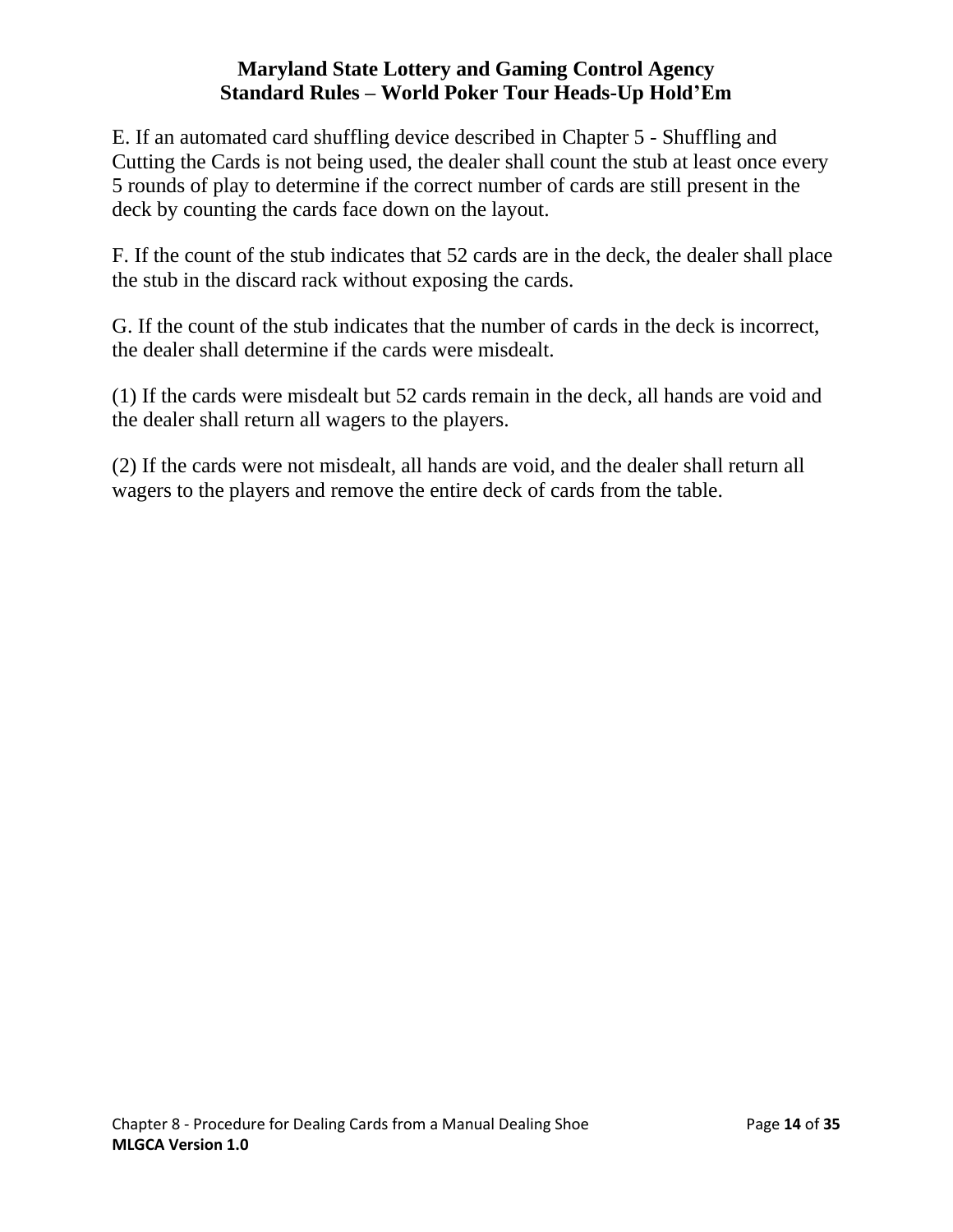E. If an automated card shuffling device described in Chapter 5 - Shuffling and Cutting the Cards is not being used, the dealer shall count the stub at least once every 5 rounds of play to determine if the correct number of cards are still present in the deck by counting the cards face down on the layout.

F. If the count of the stub indicates that 52 cards are in the deck, the dealer shall place the stub in the discard rack without exposing the cards.

G. If the count of the stub indicates that the number of cards in the deck is incorrect, the dealer shall determine if the cards were misdealt.

(1) If the cards were misdealt but 52 cards remain in the deck, all hands are void and the dealer shall return all wagers to the players.

(2) If the cards were not misdealt, all hands are void, and the dealer shall return all wagers to the players and remove the entire deck of cards from the table.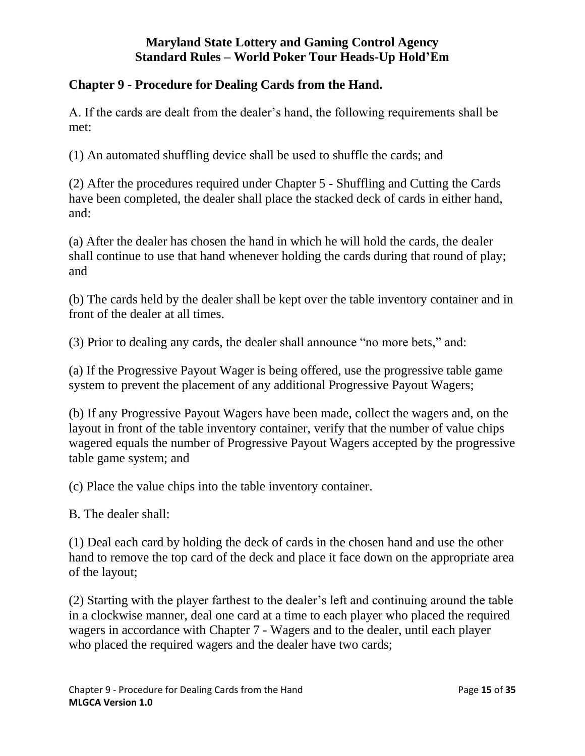## Chapter 9 - Procedure for Dealing Cards from the Hand.

A. If the cards are dealt from the dealer's hand, the following requirements shall be met:

(1) An automated shuffling device shall be used to shuffle the cards; and

(2) After the procedures required under Chapter 5 - Shuffling and Cutting the Cards have been completed, the dealer shall place the stacked deck of cards in either hand, and:

(a) After the dealer has chosen the hand in which he will hold the cards, the dealer shall continue to use that hand whenever holding the cards during that round of play; and

(b) The cards held by the dealer shall be kept over the table inventory container and in front of the dealer at all times.

(3) Prior to dealing any cards, the dealer shall announce "no more bets," and:

(a) If the Progressive Payout Wager is being offered, use the progressive table game system to prevent the placement of any additional Progressive Payout Wagers;

(b) If any Progressive Payout Wagers have been made, collect the wagers and, on the layout in front of the table inventory container, verify that the number of value chips wagered equals the number of Progressive Payout Wagers accepted by the progressive table game system; and

(c) Place the value chips into the table inventory container.

B. The dealer shall:

(1) Deal each card by holding the deck of cards in the chosen hand and use the other hand to remove the top card of the deck and place it face down on the appropriate area of the layout;

(2) Starting with the player farthest to the dealer's left and continuing around the table in a clockwise manner, deal one card at a time to each player who placed the required wagers in accordance with Chapter 7 - Wagers and to the dealer, until each player who placed the required wagers and the dealer have two cards;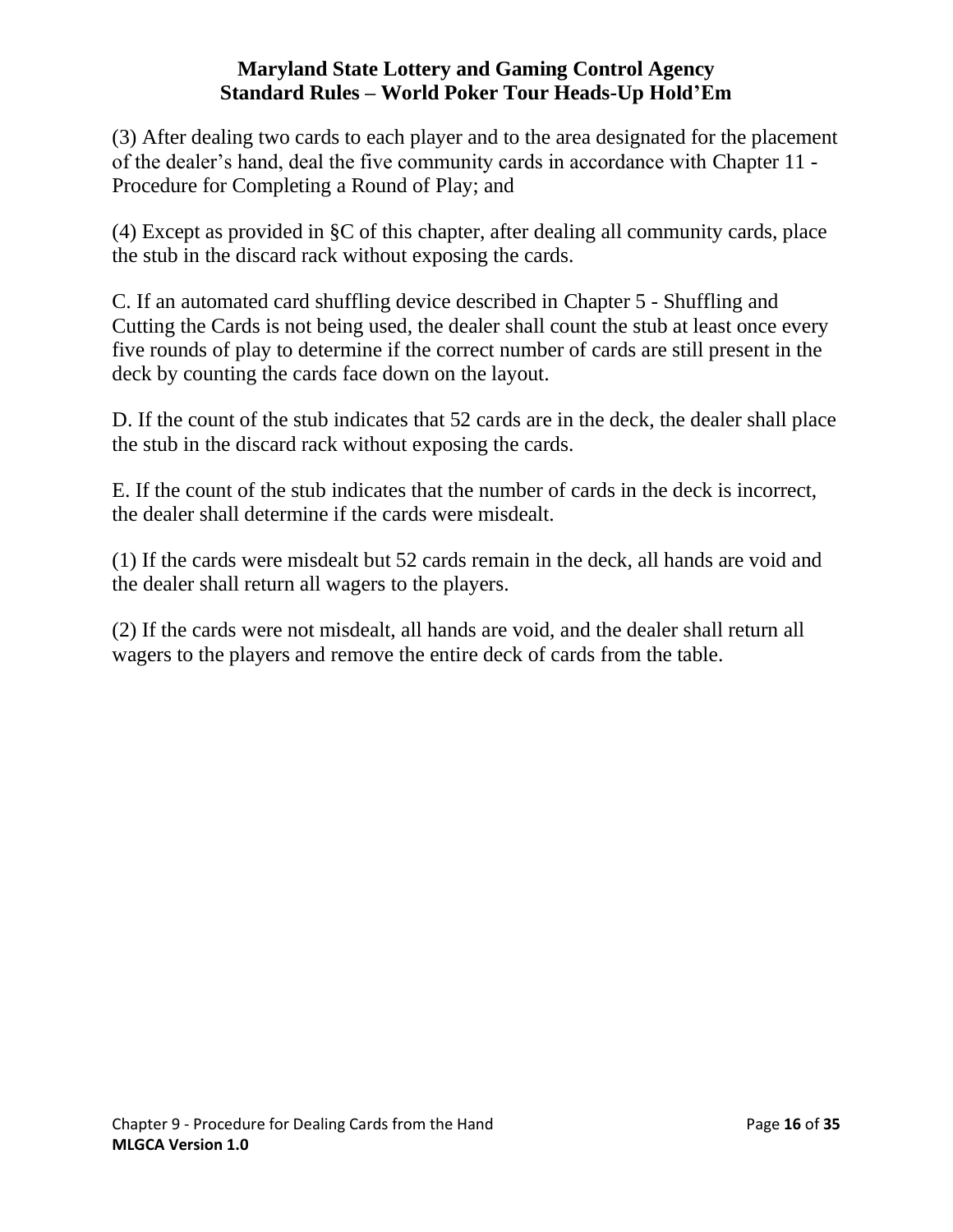(3) After dealing two cards to each player and to the area designated for the placement of the dealer's hand, deal the five community cards in accordance with Chapter 11 - Procedure for Completing a Round of Play; and

(4) Except as provided in §C of this chapter, after dealing all community cards, place the stub in the discard rack without exposing the cards.

C. If an automated card shuffling device described in Chapter 5 - Shuffling and Cutting the Cards is not being used, the dealer shall count the stub at least once every five rounds of play to determine if the correct number of cards are still present in the deck by counting the cards face down on the layout.

D. If the count of the stub indicates that 52 cards are in the deck, the dealer shall place the stub in the discard rack without exposing the cards.

E. If the count of the stub indicates that the number of cards in the deck is incorrect, the dealer shall determine if the cards were misdealt.

(1) If the cards were misdealt but 52 cards remain in the deck, all hands are void and the dealer shall return all wagers to the players.

(2) If the cards were not misdealt, all hands are void, and the dealer shall return all wagers to the players and remove the entire deck of cards from the table.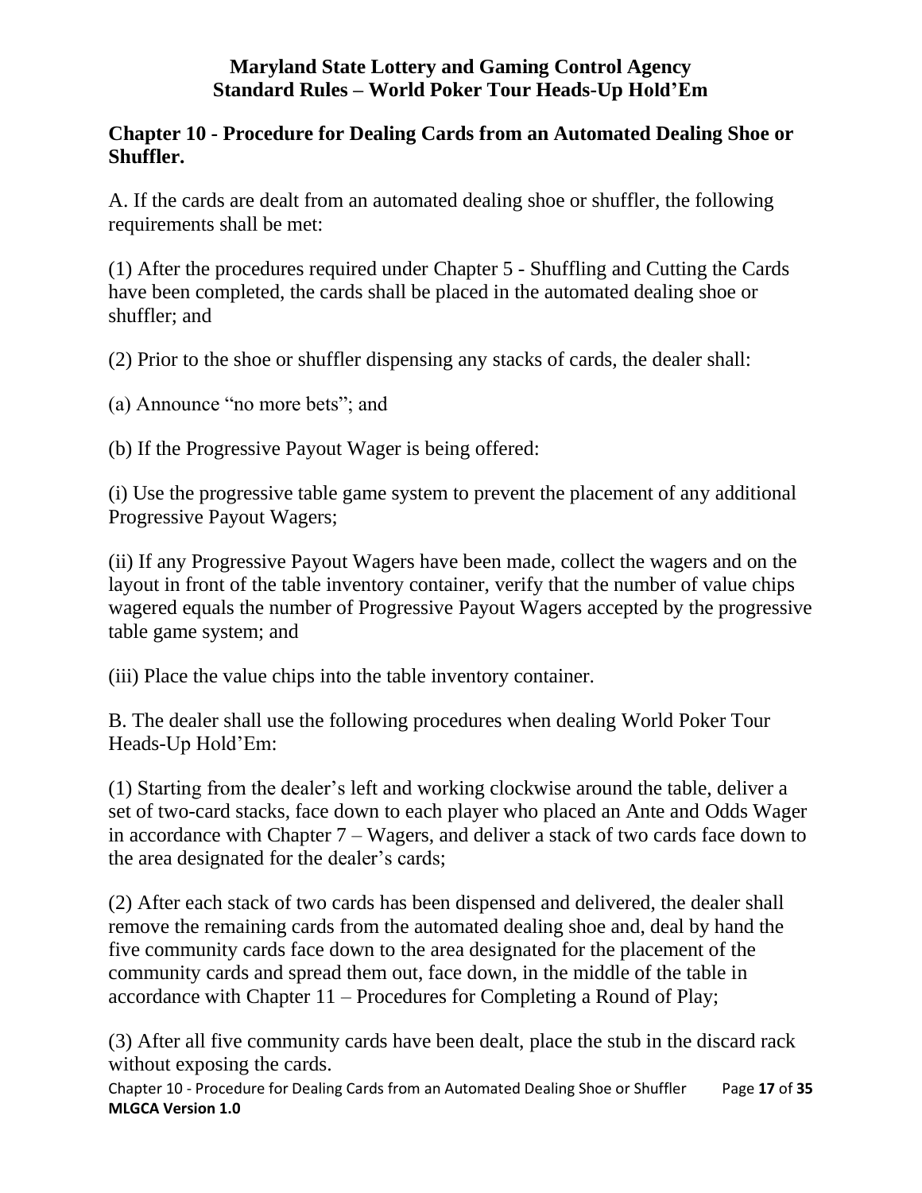## Chapter 10 - Procedure for Dealing Cards from an Automated Dealing Shoe or Shuffler.

A. If the cards are dealt from an automated dealing shoe or shuffler, the following requirements shall be met:

(1) After the procedures required under Chapter 5 - Shuffling and Cutting the Cards have been completed, the cards shall be placed in the automated dealing shoe or shuffler; and

(2) Prior to the shoe or shuffler dispensing any stacks of cards, the dealer shall:

(a) Announce "no more bets"; and

(b) If the Progressive Payout Wager is being offered:

(i) Use the progressive table game system to prevent the placement of any additional Progressive Payout Wagers;

(ii) If any Progressive Payout Wagers have been made, collect the wagers and on the layout in front of the table inventory container, verify that the number of value chips wagered equals the number of Progressive Payout Wagers accepted by the progressive table game system; and

(iii) Place the value chips into the table inventory container.

B. The dealer shall use the following procedures when dealing World Poker Tour Heads-Up Hold'Em:

(1) Starting from the dealer's left and working clockwise around the table, deliver a set of two-card stacks, face down to each player who placed an Ante and Odds Wager in accordance with Chapter 7 – Wagers, and deliver a stack of two cards face down to the area designated for the dealer's cards;

(2) After each stack of two cards has been dispensed and delivered, the dealer shall remove the remaining cards from the automated dealing shoe and, deal by hand the five community cards face down to the area designated for the placement of the community cards and spread them out, face down, in the middle of the table in accordance with Chapter 11 – Procedures for Completing a Round of Play;

(3) After all five community cards have been dealt, place the stub in the discard rack without exposing the cards.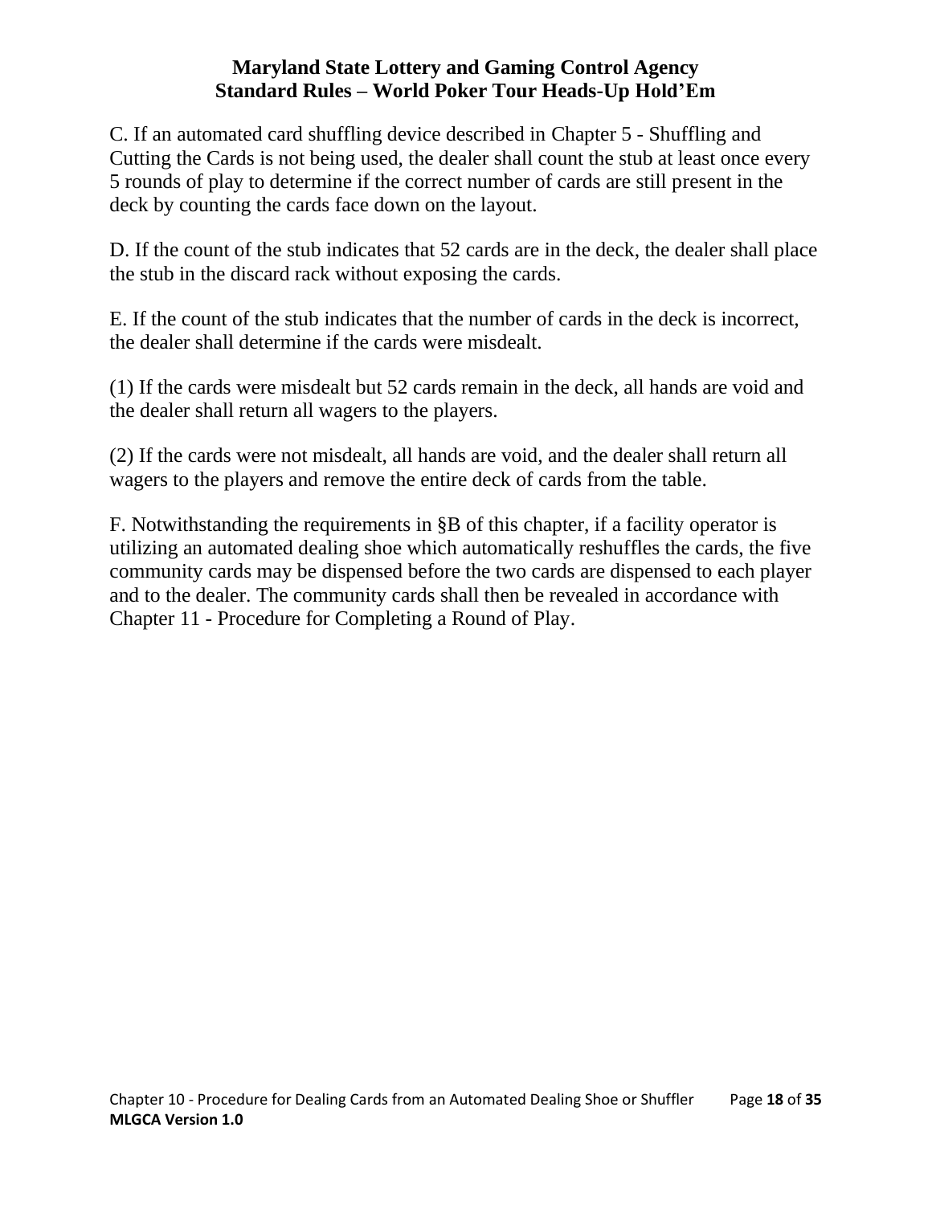C. If an automated card shuffling device described in Chapter 5 - Shuffling and Cutting the Cards is not being used, the dealer shall count the stub at least once every 5 rounds of play to determine if the correct number of cards are still present in the deck by counting the cards face down on the layout.

D. If the count of the stub indicates that 52 cards are in the deck, the dealer shall place the stub in the discard rack without exposing the cards.

E. If the count of the stub indicates that the number of cards in the deck is incorrect, the dealer shall determine if the cards were misdealt.

(1) If the cards were misdealt but 52 cards remain in the deck, all hands are void and the dealer shall return all wagers to the players.

(2) If the cards were not misdealt, all hands are void, and the dealer shall return all wagers to the players and remove the entire deck of cards from the table.

F. Notwithstanding the requirements in §B of this chapter, if a facility operator is utilizing an automated dealing shoe which automatically reshuffles the cards, the five community cards may be dispensed before the two cards are dispensed to each player and to the dealer. The community cards shall then be revealed in accordance with Chapter 11 - Procedure for Completing a Round of Play.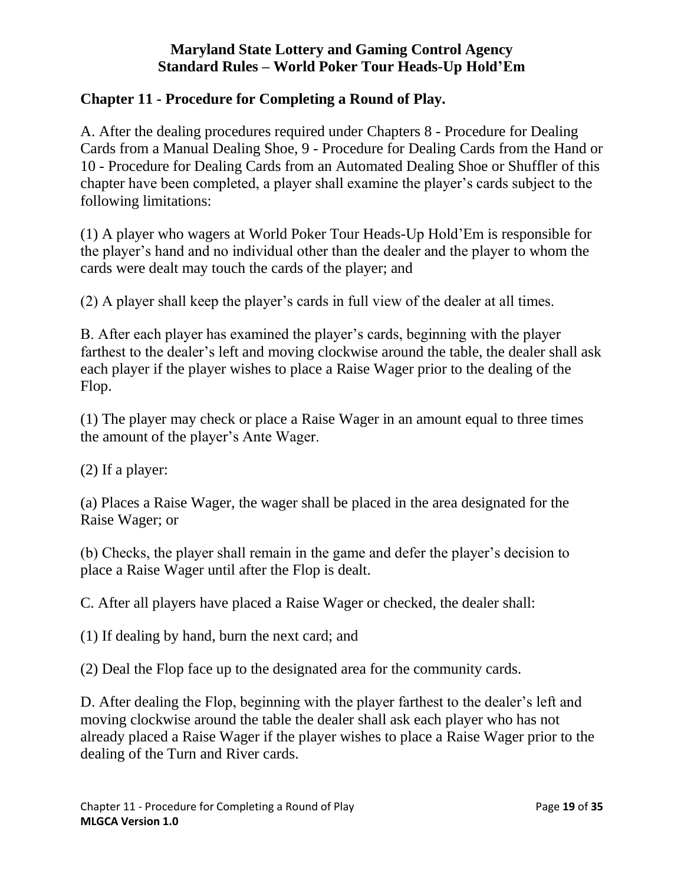## Chapter 11 - Procedure for Completing a Round of Play.

A. After the dealing procedures required under Chapters 8 - Procedure for Dealing Cards from a Manual Dealing Shoe, 9 - Procedure for Dealing Cards from the Hand or 10 - Procedure for Dealing Cards from an Automated Dealing Shoe or Shuffler of this chapter have been completed, a player shall examine the player's cards subject to the following limitations:

(1) A player who wagers at World Poker Tour Heads-Up Hold'Em is responsible for the player's hand and no individual other than the dealer and the player to whom the cards were dealt may touch the cards of the player; and

(2) A player shall keep the player's cards in full view of the dealer at all times.

B. After each player has examined the player's cards, beginning with the player farthest to the dealer's left and moving clockwise around the table, the dealer shall ask each player if the player wishes to place a Raise Wager prior to the dealing of the Flop.

(1) The player may check or place a Raise Wager in an amount equal to three times the amount of the player's Ante Wager.

(2) If a player:

(a) Places a Raise Wager, the wager shall be placed in the area designated for the Raise Wager; or

(b) Checks, the player shall remain in the game and defer the player's decision to place a Raise Wager until after the Flop is dealt.

C. After all players have placed a Raise Wager or checked, the dealer shall:

(1) If dealing by hand, burn the next card; and

(2) Deal the Flop face up to the designated area for the community cards.

D. After dealing the Flop, beginning with the player farthest to the dealer's left and moving clockwise around the table the dealer shall ask each player who has not already placed a Raise Wager if the player wishes to place a Raise Wager prior to the dealing of the Turn and River cards.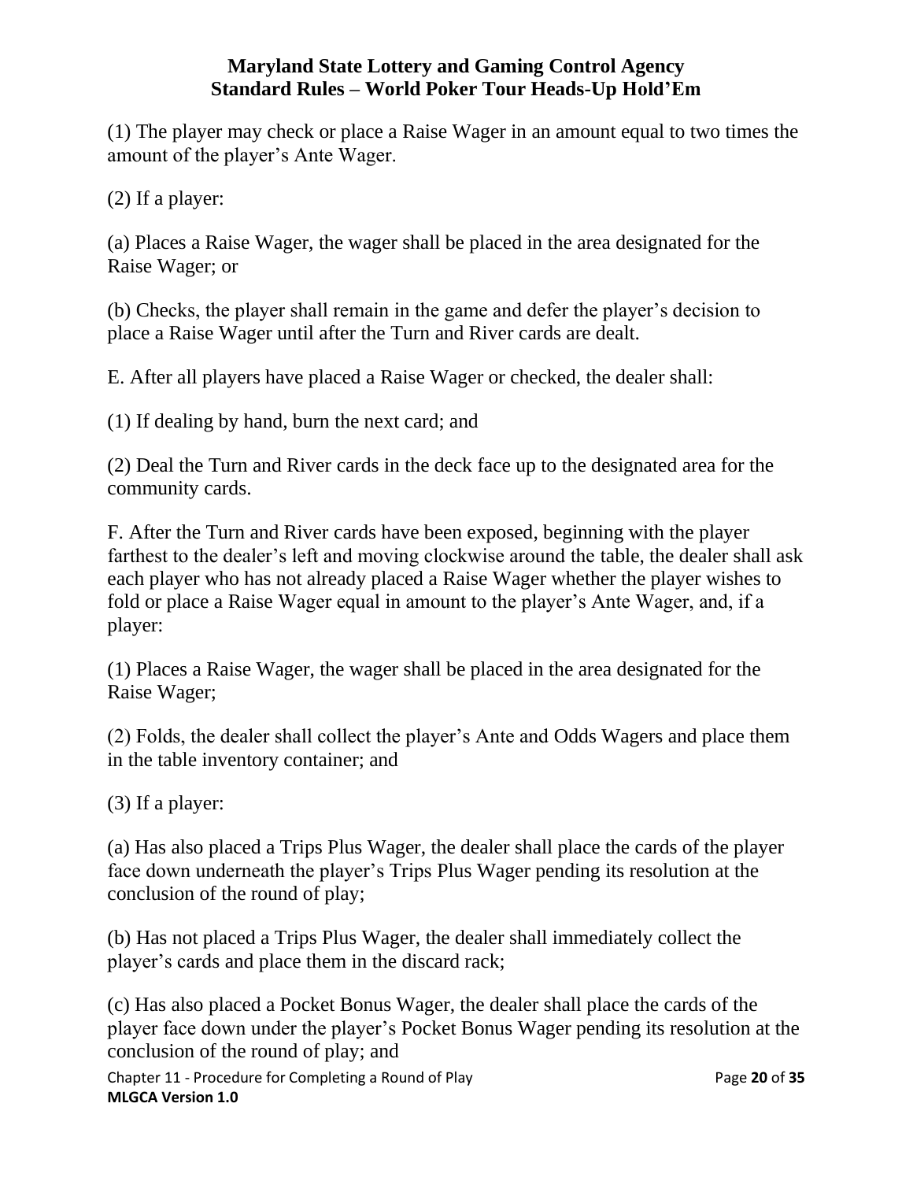(1) The player may check or place a Raise Wager in an amount equal to two times the amount of the player's Ante Wager.

(2) If a player:

(a) Places a Raise Wager, the wager shall be placed in the area designated for the Raise Wager; or

(b) Checks, the player shall remain in the game and defer the player's decision to place a Raise Wager until after the Turn and River cards are dealt.

E. After all players have placed a Raise Wager or checked, the dealer shall:

(1) If dealing by hand, burn the next card; and

(2) Deal the Turn and River cards in the deck face up to the designated area for the community cards.

F. After the Turn and River cards have been exposed, beginning with the player farthest to the dealer's left and moving clockwise around the table, the dealer shall ask each player who has not already placed a Raise Wager whether the player wishes to fold or place a Raise Wager equal in amount to the player's Ante Wager, and, if a player:

(1) Places a Raise Wager, the wager shall be placed in the area designated for the Raise Wager;

(2) Folds, the dealer shall collect the player's Ante and Odds Wagers and place them in the table inventory container; and

(3) If a player:

(a) Has also placed a Trips Plus Wager, the dealer shall place the cards of the player face down underneath the player's Trips Plus Wager pending its resolution at the conclusion of the round of play;

(b) Has not placed a Trips Plus Wager, the dealer shall immediately collect the player's cards and place them in the discard rack;

(c) Has also placed a Pocket Bonus Wager, the dealer shall place the cards of the player face down under the player's Pocket Bonus Wager pending its resolution at the conclusion of the round of play; and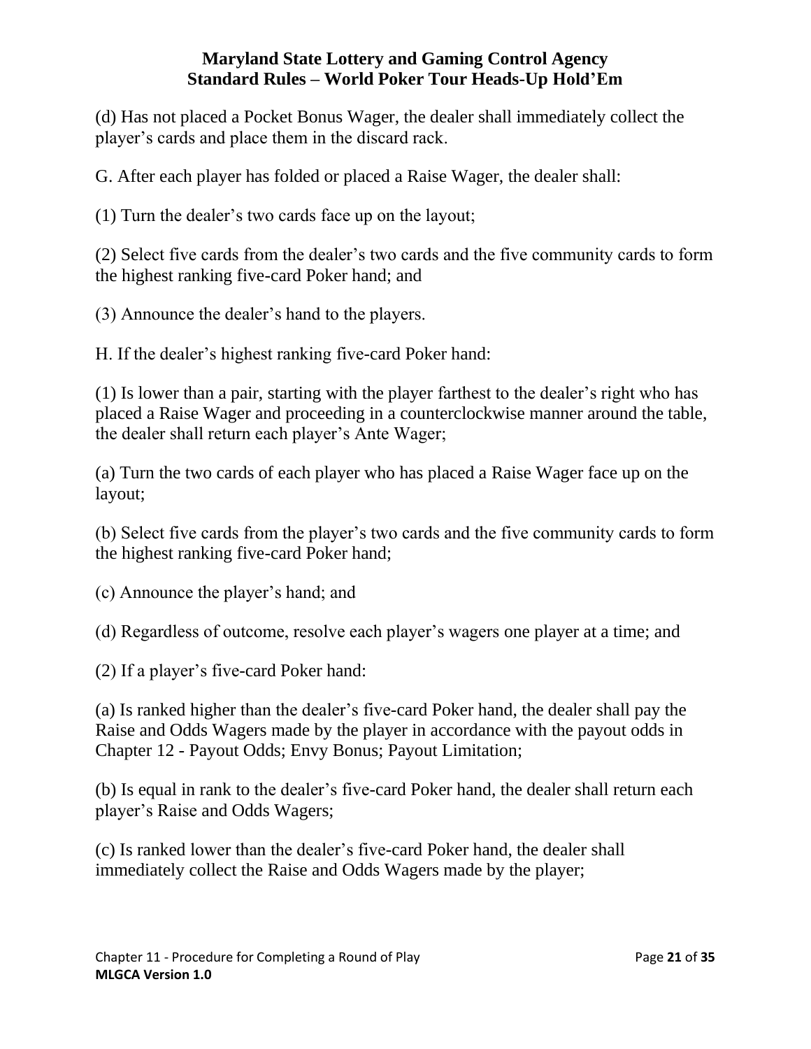(d) Has not placed a Pocket Bonus Wager, the dealer shall immediately collect the player's cards and place them in the discard rack.

G. After each player has folded or placed a Raise Wager, the dealer shall:

(1) Turn the dealer's two cards face up on the layout;

(2) Select five cards from the dealer's two cards and the five community cards to form the highest ranking five-card Poker hand; and

(3) Announce the dealer's hand to the players.

H. If the dealer's highest ranking five-card Poker hand:

(1) Is lower than a pair, starting with the player farthest to the dealer's right who has placed a Raise Wager and proceeding in a counterclockwise manner around the table, the dealer shall return each player's Ante Wager;

(a) Turn the two cards of each player who has placed a Raise Wager face up on the layout;

(b) Select five cards from the player's two cards and the five community cards to form the highest ranking five-card Poker hand;

(c) Announce the player's hand; and

(d) Regardless of outcome, resolve each player's wagers one player at a time; and

(2) If a player's five-card Poker hand:

(a) Is ranked higher than the dealer's five-card Poker hand, the dealer shall pay the Raise and Odds Wagers made by the player in accordance with the payout odds in Chapter 12 - Payout Odds; Envy Bonus; Payout Limitation;

(b) Is equal in rank to the dealer's five-card Poker hand, the dealer shall return each player's Raise and Odds Wagers;

(c) Is ranked lower than the dealer's five-card Poker hand, the dealer shall immediately collect the Raise and Odds Wagers made by the player;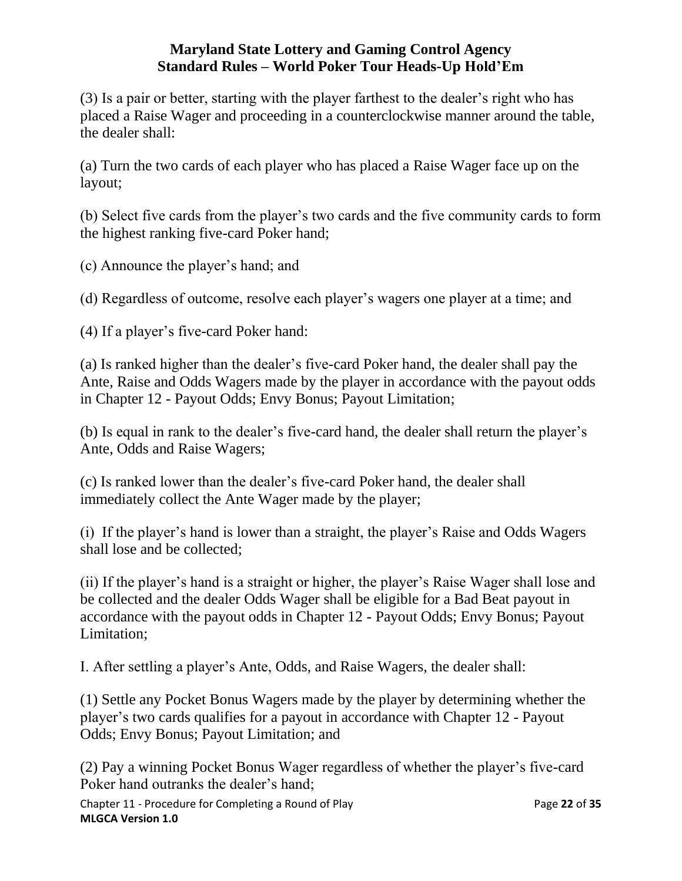(3) Is a pair or better, starting with the player farthest to the dealer's right who has placed a Raise Wager and proceeding in a counterclockwise manner around the table, the dealer shall:

(a) Turn the two cards of each player who has placed a Raise Wager face up on the layout;

(b) Select five cards from the player's two cards and the five community cards to form the highest ranking five-card Poker hand;

(c) Announce the player's hand; and

(d) Regardless of outcome, resolve each player's wagers one player at a time; and

(4) If a player's five-card Poker hand:

(a) Is ranked higher than the dealer's five-card Poker hand, the dealer shall pay the Ante, Raise and Odds Wagers made by the player in accordance with the payout odds in Chapter 12 - Payout Odds; Envy Bonus; Payout Limitation;

(b) Is equal in rank to the dealer's five-card hand, the dealer shall return the player's Ante, Odds and Raise Wagers;

(c) Is ranked lower than the dealer's five-card Poker hand, the dealer shall immediately collect the Ante Wager made by the player;

(i) If the player's hand is lower than a straight, the player's Raise and Odds Wagers shall lose and be collected;

(ii) If the player's hand is a straight or higher, the player's Raise Wager shall lose and be collected and the dealer Odds Wager shall be eligible for a Bad Beat payout in accordance with the payout odds in Chapter 12 - Payout Odds; Envy Bonus; Payout Limitation;

I. After settling a player's Ante, Odds, and Raise Wagers, the dealer shall:

(1) Settle any Pocket Bonus Wagers made by the player by determining whether the player's two cards qualifies for a payout in accordance with Chapter 12 - Payout Odds; Envy Bonus; Payout Limitation; and

(2) Pay a winning Pocket Bonus Wager regardless of whether the player's five-card Poker hand outranks the dealer's hand;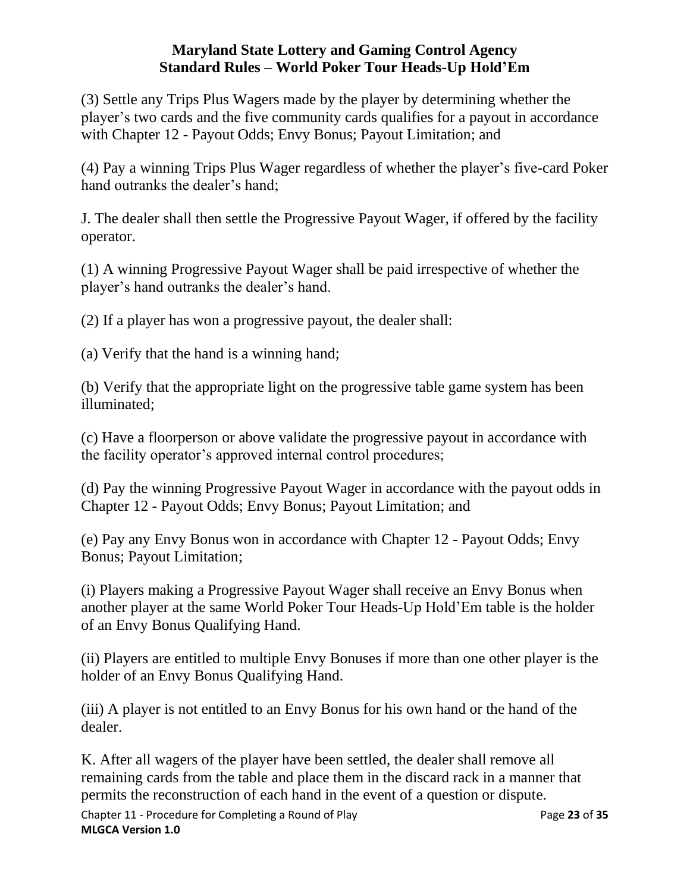(3) Settle any Trips Plus Wagers made by the player by determining whether the player's two cards and the five community cards qualifies for a payout in accordance with Chapter 12 - Payout Odds; Envy Bonus; Payout Limitation; and

(4) Pay a winning Trips Plus Wager regardless of whether the player's five-card Poker hand outranks the dealer's hand;

J. The dealer shall then settle the Progressive Payout Wager, if offered by the facility operator.

(1) A winning Progressive Payout Wager shall be paid irrespective of whether the player's hand outranks the dealer's hand.

(2) If a player has won a progressive payout, the dealer shall:

(a) Verify that the hand is a winning hand;

(b) Verify that the appropriate light on the progressive table game system has been illuminated;

(c) Have a floorperson or above validate the progressive payout in accordance with the facility operator's approved internal control procedures;

(d) Pay the winning Progressive Payout Wager in accordance with the payout odds in Chapter 12 - Payout Odds; Envy Bonus; Payout Limitation; and

(e) Pay any Envy Bonus won in accordance with Chapter 12 - Payout Odds; Envy Bonus; Payout Limitation;

(i) Players making a Progressive Payout Wager shall receive an Envy Bonus when another player at the same World Poker Tour Heads-Up Hold'Em table is the holder of an Envy Bonus Qualifying Hand.

(ii) Players are entitled to multiple Envy Bonuses if more than one other player is the holder of an Envy Bonus Qualifying Hand.

(iii) A player is not entitled to an Envy Bonus for his own hand or the hand of the dealer.

K. After all wagers of the player have been settled, the dealer shall remove all remaining cards from the table and place them in the discard rack in a manner that permits the reconstruction of each hand in the event of a question or dispute.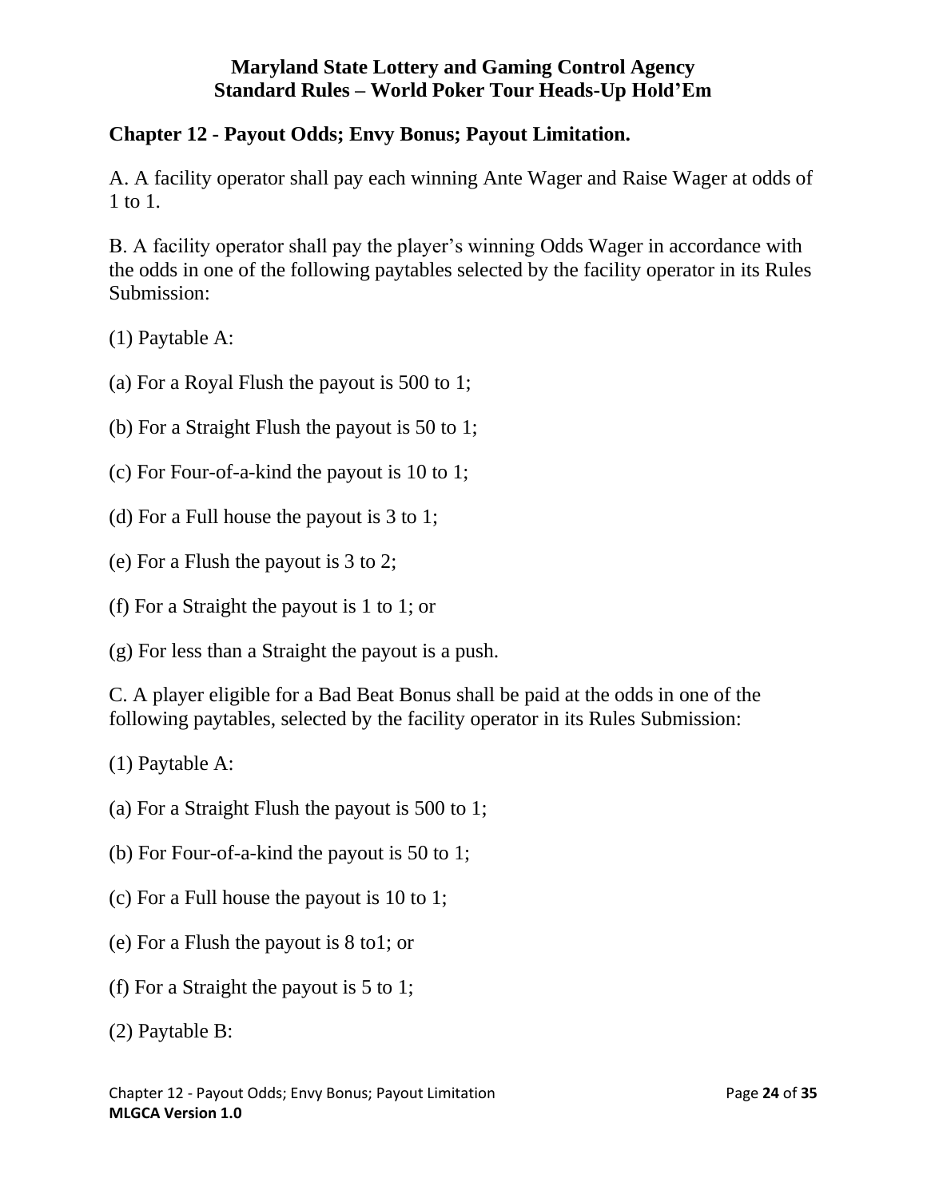**Maryland State Lottery and Gaming Control Agency**
**Standard Rules – World Poker Tour Heads-Up Hold'Em**

## Chapter 12 - Payout Odds; Envy Bonus; Payout Limitation.

A. A facility operator shall pay each winning Ante Wager and Raise Wager at odds of 1 to 1.

B. A facility operator shall pay the player's winning Odds Wager in accordance with the odds in one of the following paytables selected by the facility operator in its Rules Submission:

(1) Paytable A:

(a) For a Royal Flush the payout is 500 to 1;

(b) For a Straight Flush the payout is 50 to 1;

(c) For Four-of-a-kind the payout is 10 to 1;

(d) For a Full house the payout is 3 to 1;

(e) For a Flush the payout is 3 to 2;

(f) For a Straight the payout is 1 to 1; or

(g) For less than a Straight the payout is a push.

C. A player eligible for a Bad Beat Bonus shall be paid at the odds in one of the following paytables, selected by the facility operator in its Rules Submission:

(1) Paytable A:

(a) For a Straight Flush the payout is 500 to 1;

(b) For Four-of-a-kind the payout is 50 to 1;

(c) For a Full house the payout is 10 to 1;

(e) For a Flush the payout is 8 to1; or

(f) For a Straight the payout is 5 to 1;

(2) Paytable B: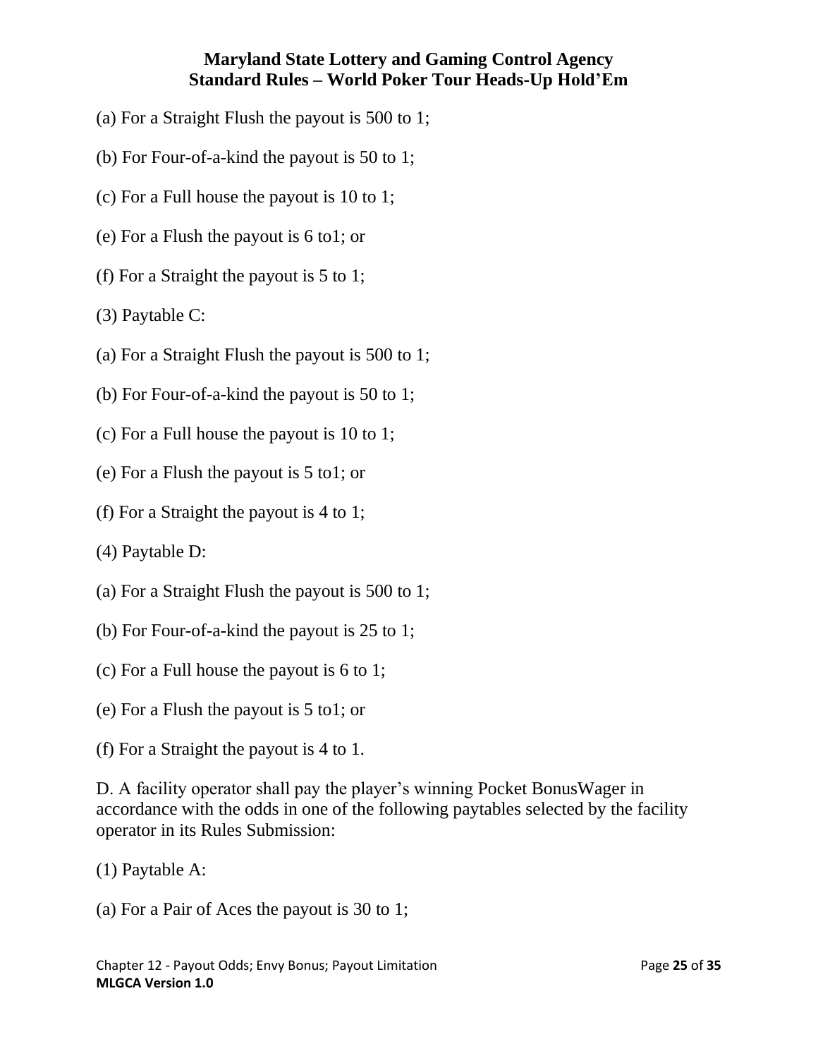(a) For a Straight Flush the payout is 500 to 1;

(b) For Four-of-a-kind the payout is 50 to 1;

(c) For a Full house the payout is 10 to 1;

(e) For a Flush the payout is 6 to1; or

(f) For a Straight the payout is 5 to 1;

(3) Paytable C:

(a) For a Straight Flush the payout is 500 to 1;

(b) For Four-of-a-kind the payout is 50 to 1;

(c) For a Full house the payout is 10 to 1;

(e) For a Flush the payout is 5 to1; or

(f) For a Straight the payout is 4 to 1;

(4) Paytable D:

(a) For a Straight Flush the payout is 500 to 1;

(b) For Four-of-a-kind the payout is 25 to 1;

(c) For a Full house the payout is 6 to 1;

(e) For a Flush the payout is 5 to1; or

(f) For a Straight the payout is 4 to 1.

D. A facility operator shall pay the player's winning Pocket BonusWager in accordance with the odds in one of the following paytables selected by the facility operator in its Rules Submission:

(1) Paytable A:

(a) For a Pair of Aces the payout is 30 to 1;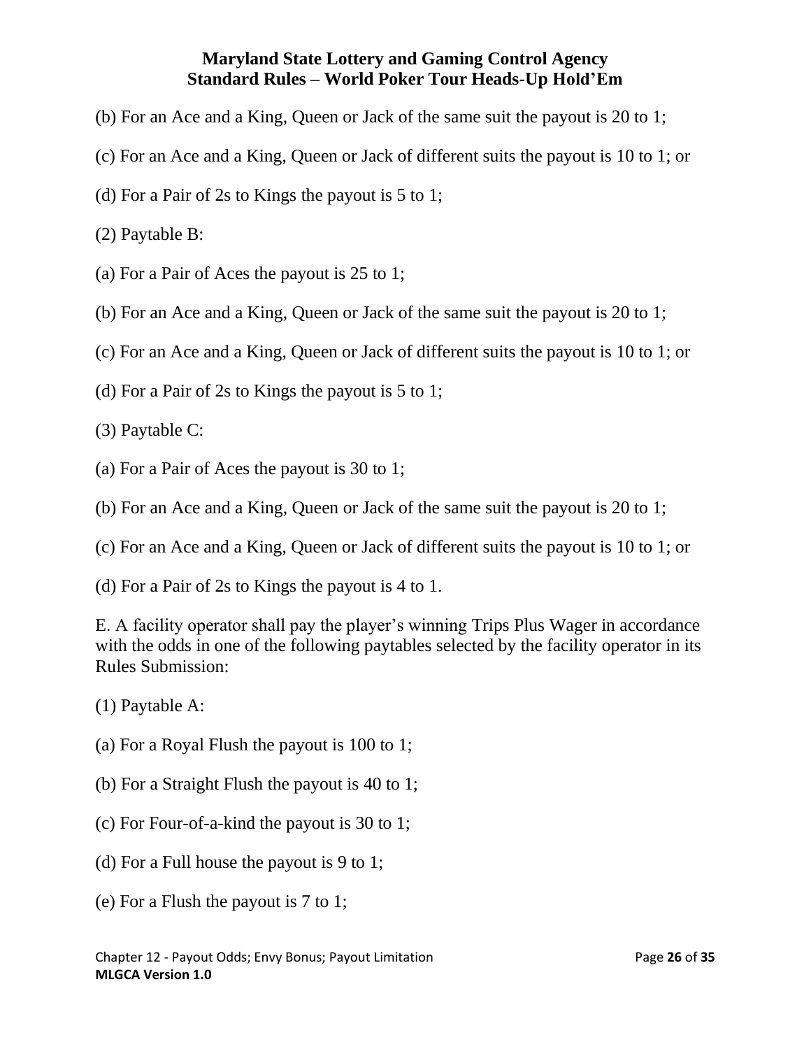(b) For an Ace and a King, Queen or Jack of the same suit the payout is 20 to 1;

(c) For an Ace and a King, Queen or Jack of different suits the payout is 10 to 1; or

(d) For a Pair of 2s to Kings the payout is 5 to 1;

(2) Paytable B:

(a) For a Pair of Aces the payout is 25 to 1;

(b) For an Ace and a King, Queen or Jack of the same suit the payout is 20 to 1;

(c) For an Ace and a King, Queen or Jack of different suits the payout is 10 to 1; or

(d) For a Pair of 2s to Kings the payout is 5 to 1;

(3) Paytable C:

(a) For a Pair of Aces the payout is 30 to 1;

(b) For an Ace and a King, Queen or Jack of the same suit the payout is 20 to 1;

(c) For an Ace and a King, Queen or Jack of different suits the payout is 10 to 1; or

(d) For a Pair of 2s to Kings the payout is 4 to 1.

E. A facility operator shall pay the player's winning Trips Plus Wager in accordance with the odds in one of the following paytables selected by the facility operator in its Rules Submission:

(1) Paytable A:

(a) For a Royal Flush the payout is 100 to 1;

(b) For a Straight Flush the payout is 40 to 1;

(c) For Four-of-a-kind the payout is 30 to 1;

(d) For a Full house the payout is 9 to 1;

(e) For a Flush the payout is 7 to 1;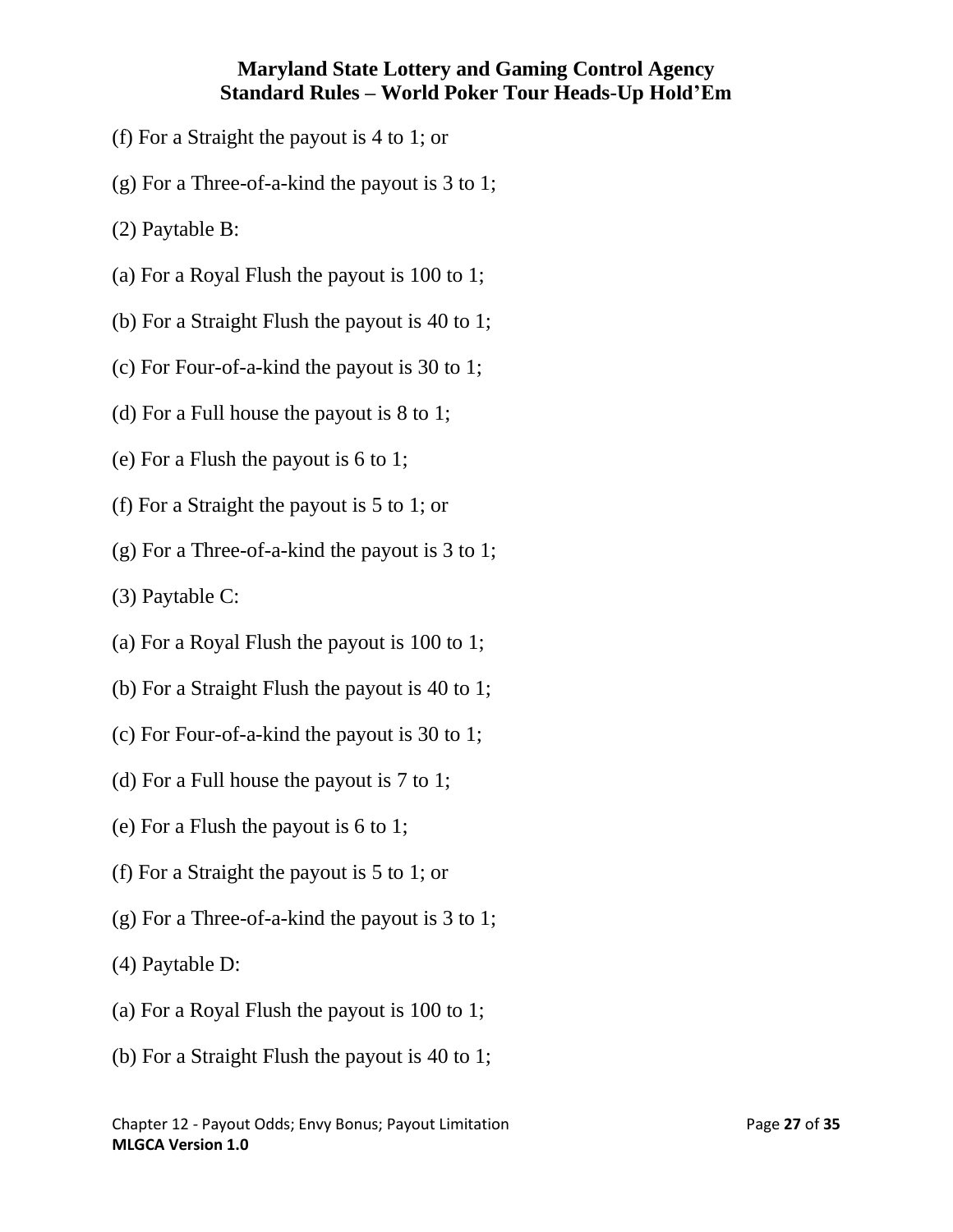(f) For a Straight the payout is 4 to 1; or

(g) For a Three-of-a-kind the payout is 3 to 1;

(2) Paytable B:

(a) For a Royal Flush the payout is 100 to 1;

(b) For a Straight Flush the payout is 40 to 1;

(c) For Four-of-a-kind the payout is 30 to 1;

(d) For a Full house the payout is 8 to 1;

(e) For a Flush the payout is 6 to 1;

(f) For a Straight the payout is 5 to 1; or

(g) For a Three-of-a-kind the payout is 3 to 1;

(3) Paytable C:

(a) For a Royal Flush the payout is 100 to 1;

(b) For a Straight Flush the payout is 40 to 1;

(c) For Four-of-a-kind the payout is 30 to 1;

(d) For a Full house the payout is 7 to 1;

(e) For a Flush the payout is 6 to 1;

(f) For a Straight the payout is 5 to 1; or

(g) For a Three-of-a-kind the payout is 3 to 1;

(4) Paytable D:

(a) For a Royal Flush the payout is 100 to 1;

(b) For a Straight Flush the payout is 40 to 1;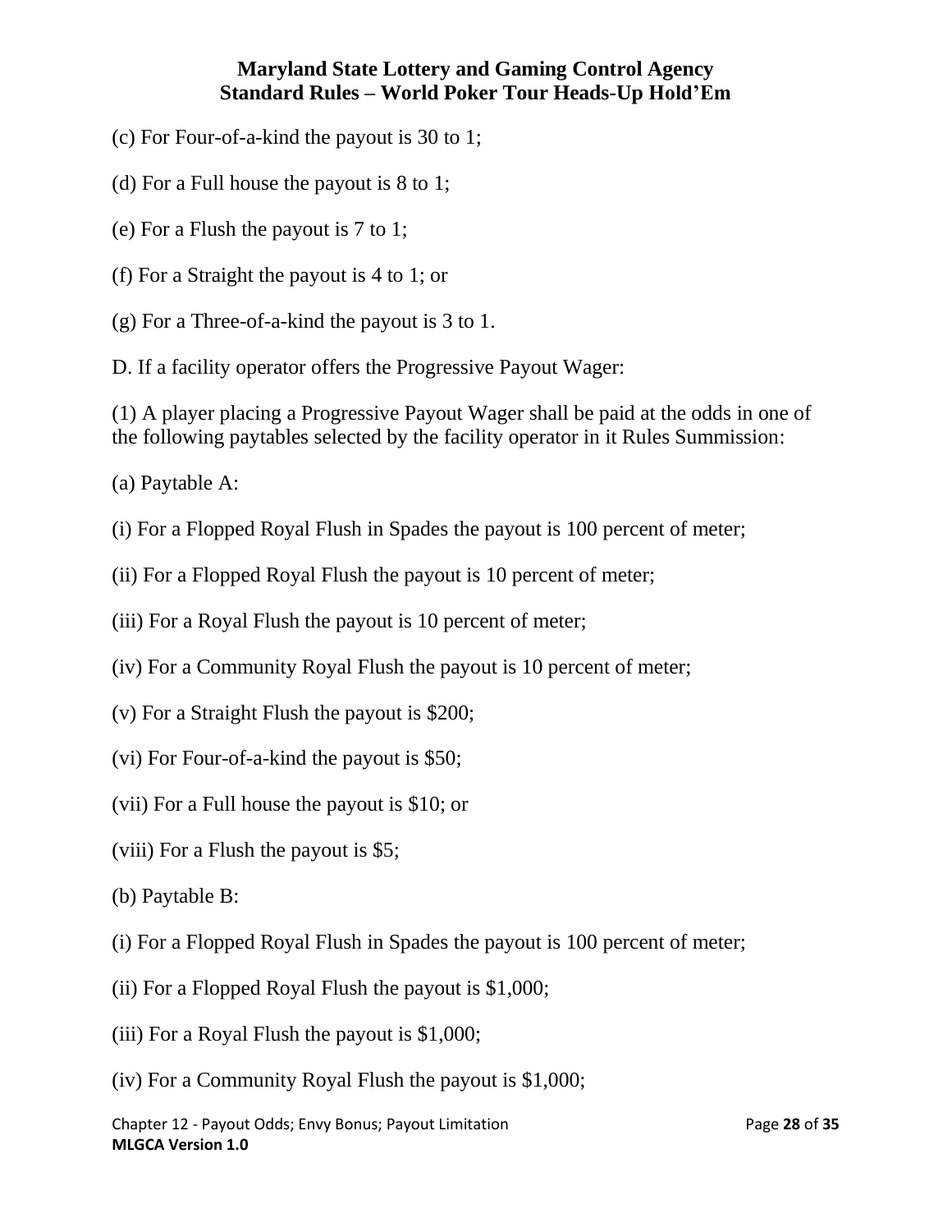(c) For Four-of-a-kind the payout is 30 to 1;

(d) For a Full house the payout is 8 to 1;

(e) For a Flush the payout is 7 to 1;

(f) For a Straight the payout is 4 to 1; or

(g) For a Three-of-a-kind the payout is 3 to 1.

D. If a facility operator offers the Progressive Payout Wager:

(1) A player placing a Progressive Payout Wager shall be paid at the odds in one of the following paytables selected by the facility operator in it Rules Summission:

(a) Paytable A:

(i) For a Flopped Royal Flush in Spades the payout is 100 percent of meter;

(ii) For a Flopped Royal Flush the payout is 10 percent of meter;

(iii) For a Royal Flush the payout is 10 percent of meter;

(iv) For a Community Royal Flush the payout is 10 percent of meter;

(v) For a Straight Flush the payout is $200;

(vi) For Four-of-a-kind the payout is $50;

(vii) For a Full house the payout is $10; or

(viii) For a Flush the payout is $5;

(b) Paytable B:

(i) For a Flopped Royal Flush in Spades the payout is 100 percent of meter;

(ii) For a Flopped Royal Flush the payout is $1,000;

(iii) For a Royal Flush the payout is $1,000;

(iv) For a Community Royal Flush the payout is $1,000;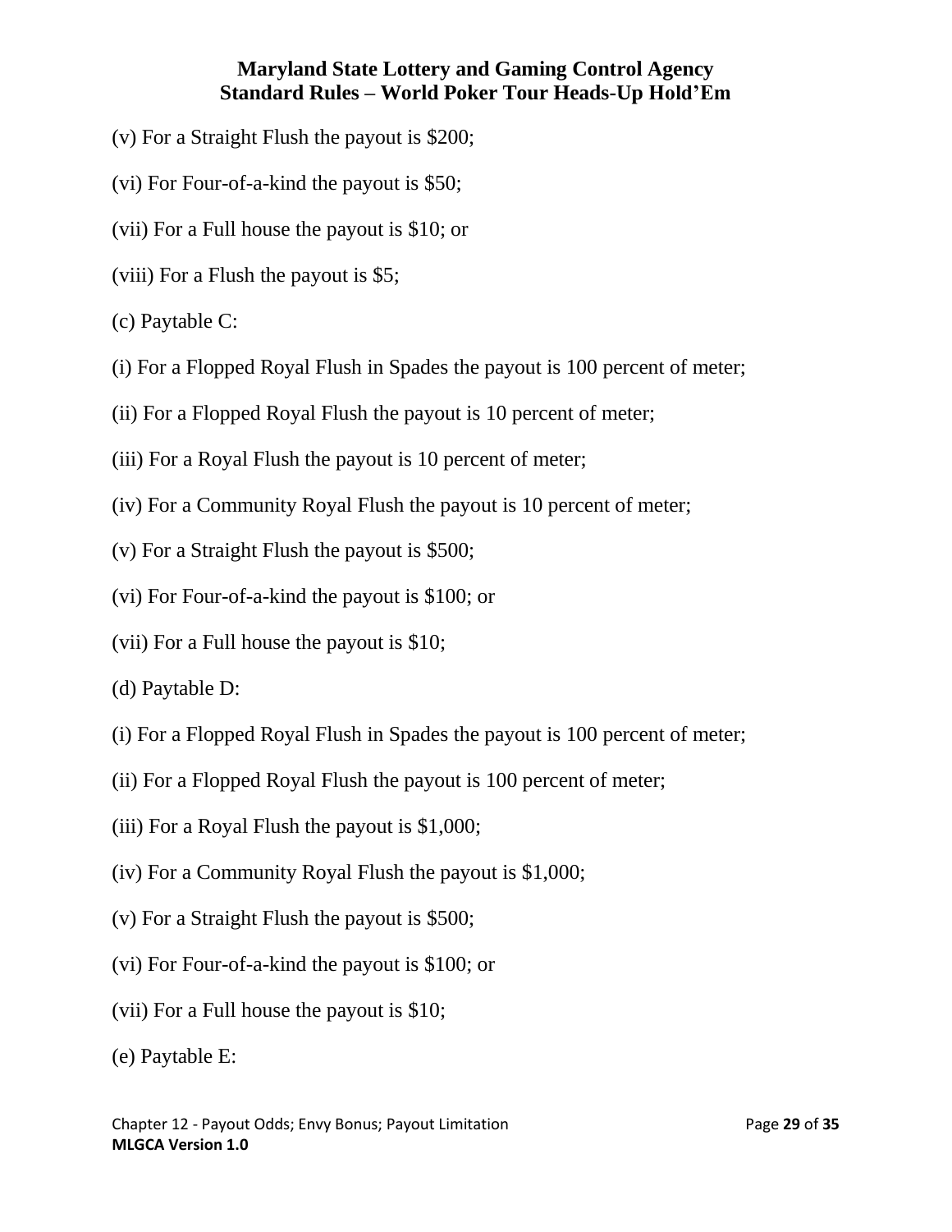(v) For a Straight Flush the payout is $200;

(vi) For Four-of-a-kind the payout is $50;

(vii) For a Full house the payout is $10; or

(viii) For a Flush the payout is $5;

(c) Paytable C:

(i) For a Flopped Royal Flush in Spades the payout is 100 percent of meter;

(ii) For a Flopped Royal Flush the payout is 10 percent of meter;

(iii) For a Royal Flush the payout is 10 percent of meter;

(iv) For a Community Royal Flush the payout is 10 percent of meter;

(v) For a Straight Flush the payout is $500;

(vi) For Four-of-a-kind the payout is $100; or

(vii) For a Full house the payout is $10;

(d) Paytable D:

(i) For a Flopped Royal Flush in Spades the payout is 100 percent of meter;

(ii) For a Flopped Royal Flush the payout is 100 percent of meter;

(iii) For a Royal Flush the payout is $1,000;

(iv) For a Community Royal Flush the payout is $1,000;

(v) For a Straight Flush the payout is $500;

(vi) For Four-of-a-kind the payout is $100; or

(vii) For a Full house the payout is $10;

(e) Paytable E: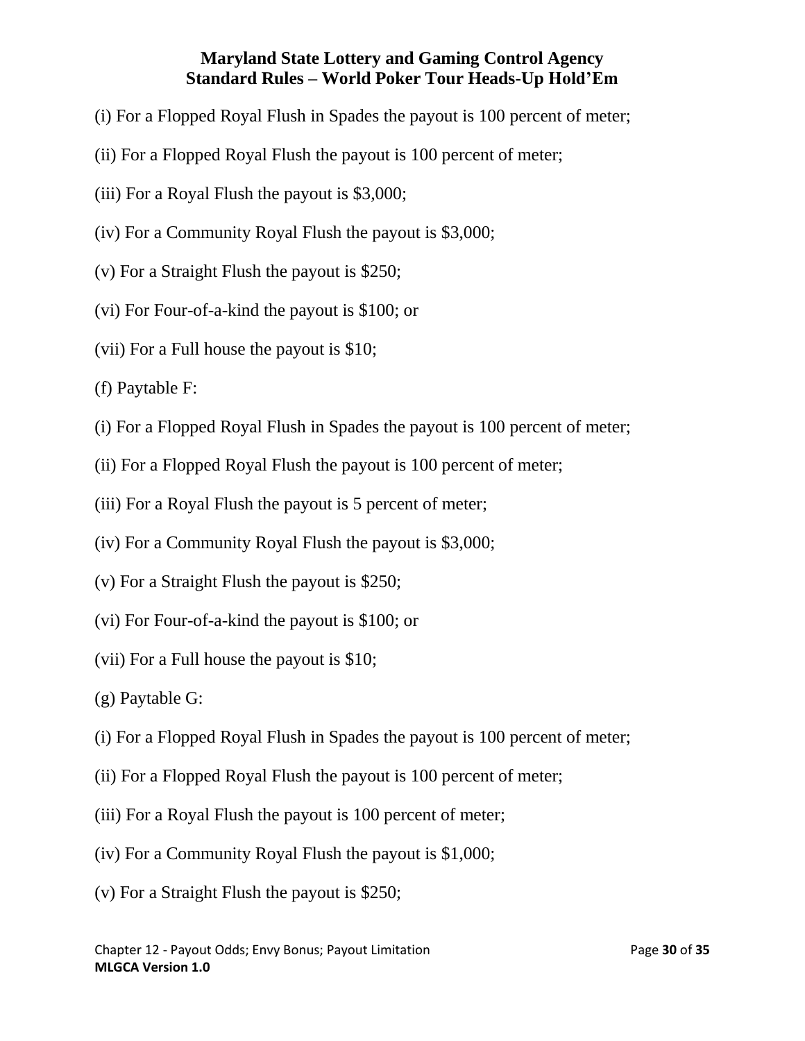(i) For a Flopped Royal Flush in Spades the payout is 100 percent of meter;

(ii) For a Flopped Royal Flush the payout is 100 percent of meter;

(iii) For a Royal Flush the payout is $3,000;

(iv) For a Community Royal Flush the payout is $3,000;

(v) For a Straight Flush the payout is $250;

(vi) For Four-of-a-kind the payout is $100; or

(vii) For a Full house the payout is $10;

(f) Paytable F:

(i) For a Flopped Royal Flush in Spades the payout is 100 percent of meter;

(ii) For a Flopped Royal Flush the payout is 100 percent of meter;

(iii) For a Royal Flush the payout is 5 percent of meter;

(iv) For a Community Royal Flush the payout is $3,000;

(v) For a Straight Flush the payout is $250;

(vi) For Four-of-a-kind the payout is $100; or

(vii) For a Full house the payout is $10;

(g) Paytable G:

(i) For a Flopped Royal Flush in Spades the payout is 100 percent of meter;

(ii) For a Flopped Royal Flush the payout is 100 percent of meter;

(iii) For a Royal Flush the payout is 100 percent of meter;

(iv) For a Community Royal Flush the payout is $1,000;

(v) For a Straight Flush the payout is $250;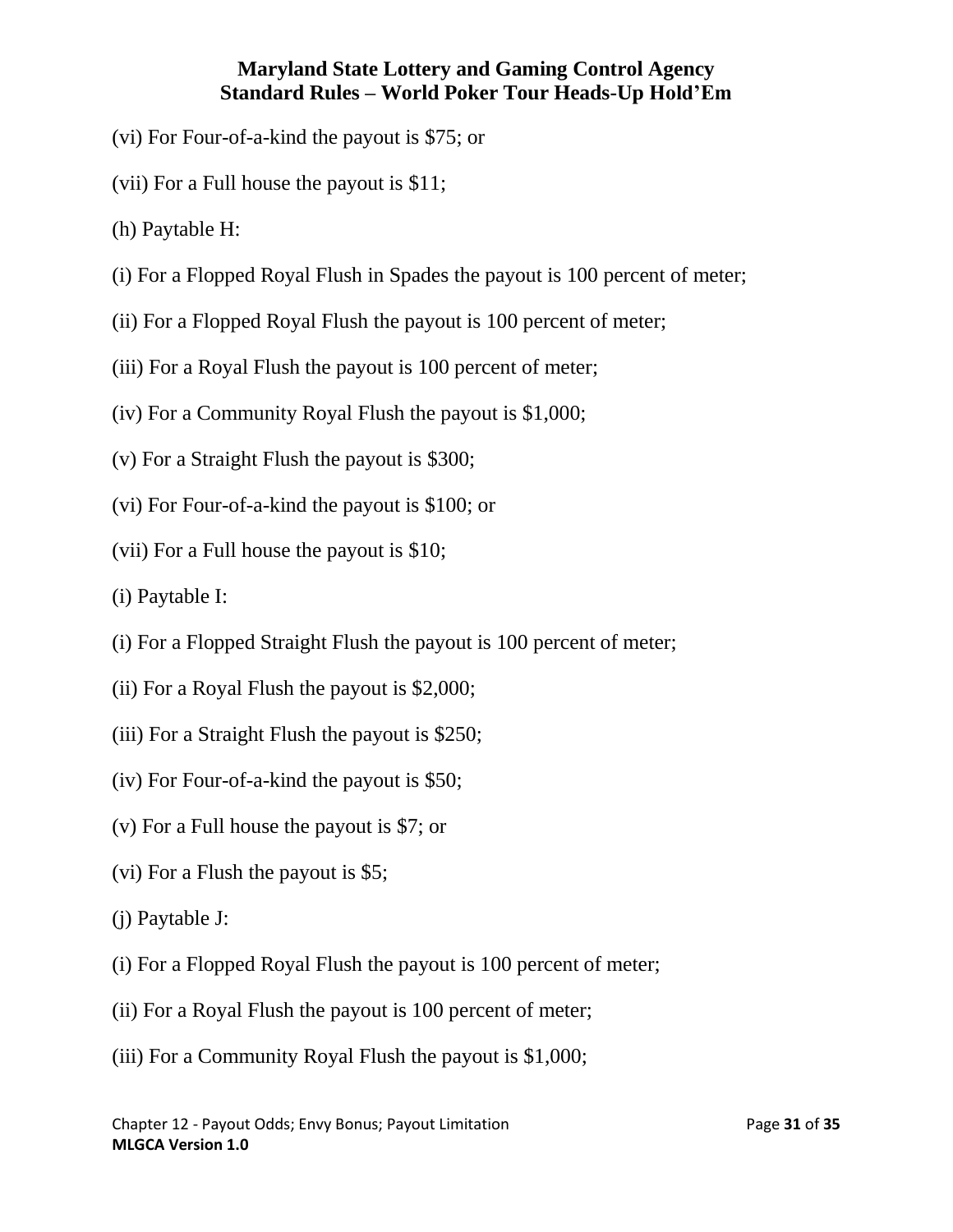(vi) For Four-of-a-kind the payout is $75; or

(vii) For a Full house the payout is $11;

(h) Paytable H:

(i) For a Flopped Royal Flush in Spades the payout is 100 percent of meter;

(ii) For a Flopped Royal Flush the payout is 100 percent of meter;

(iii) For a Royal Flush the payout is 100 percent of meter;

(iv) For a Community Royal Flush the payout is $1,000;

(v) For a Straight Flush the payout is $300;

(vi) For Four-of-a-kind the payout is $100; or

(vii) For a Full house the payout is $10;

(i) Paytable I:

(i) For a Flopped Straight Flush the payout is 100 percent of meter;

(ii) For a Royal Flush the payout is $2,000;

(iii) For a Straight Flush the payout is $250;

(iv) For Four-of-a-kind the payout is $50;

(v) For a Full house the payout is $7; or

(vi) For a Flush the payout is $5;

(j) Paytable J:

(i) For a Flopped Royal Flush the payout is 100 percent of meter;

(ii) For a Royal Flush the payout is 100 percent of meter;

(iii) For a Community Royal Flush the payout is $1,000;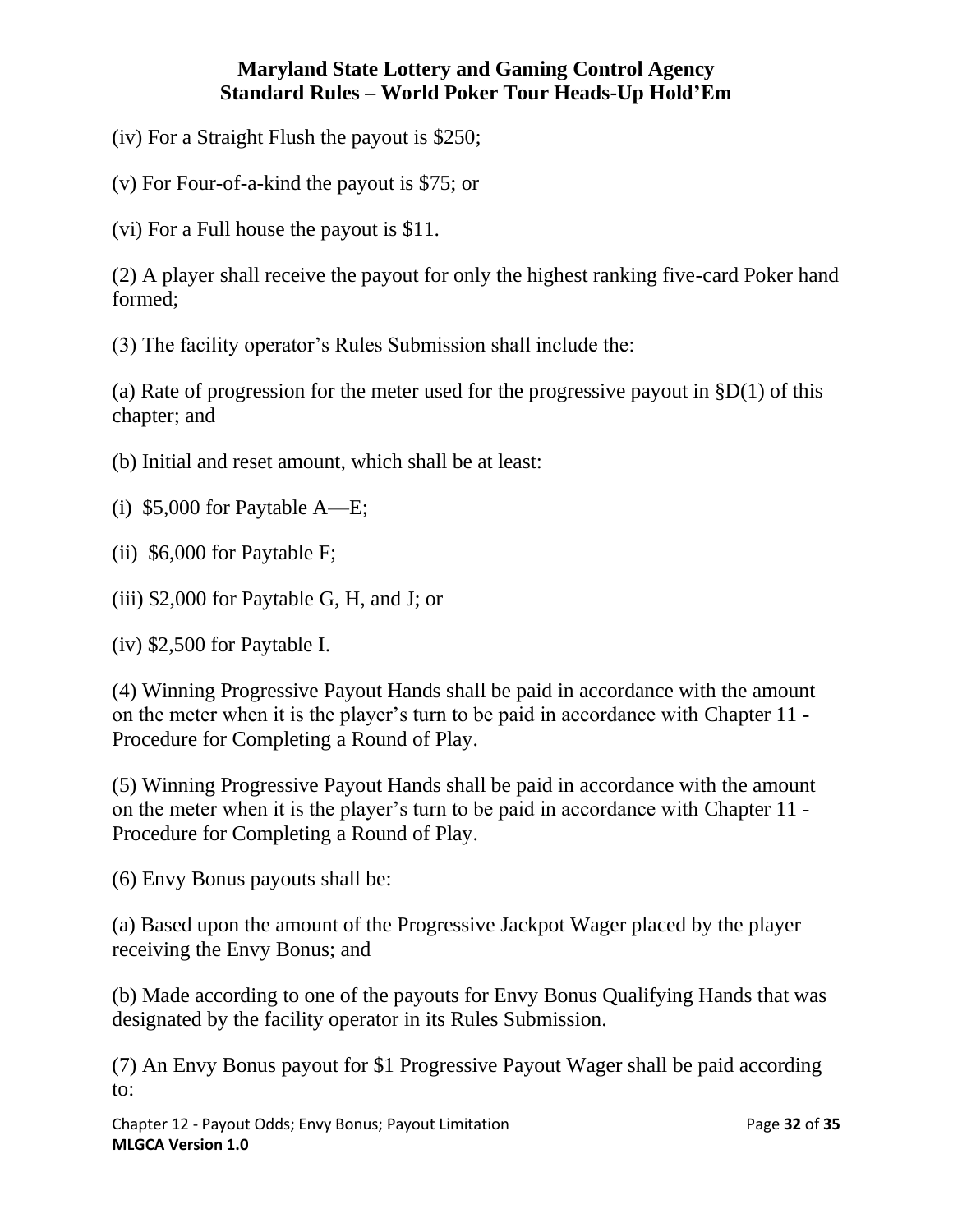(iv) For a Straight Flush the payout is $250;

(v) For Four-of-a-kind the payout is $75; or

(vi) For a Full house the payout is $11.

(2) A player shall receive the payout for only the highest ranking five-card Poker hand formed;

(3) The facility operator's Rules Submission shall include the:

(a) Rate of progression for the meter used for the progressive payout in §D(1) of this chapter; and

(b) Initial and reset amount, which shall be at least:

(i) $5,000 for Paytable A—E;

(ii) $6,000 for Paytable F;

(iii) $2,000 for Paytable G, H, and J; or

(iv) $2,500 for Paytable I.

(4) Winning Progressive Payout Hands shall be paid in accordance with the amount on the meter when it is the player's turn to be paid in accordance with Chapter 11 - Procedure for Completing a Round of Play.

(5) Winning Progressive Payout Hands shall be paid in accordance with the amount on the meter when it is the player's turn to be paid in accordance with Chapter 11 - Procedure for Completing a Round of Play.

(6) Envy Bonus payouts shall be:

(a) Based upon the amount of the Progressive Jackpot Wager placed by the player receiving the Envy Bonus; and

(b) Made according to one of the payouts for Envy Bonus Qualifying Hands that was designated by the facility operator in its Rules Submission.

(7) An Envy Bonus payout for $1 Progressive Payout Wager shall be paid according to: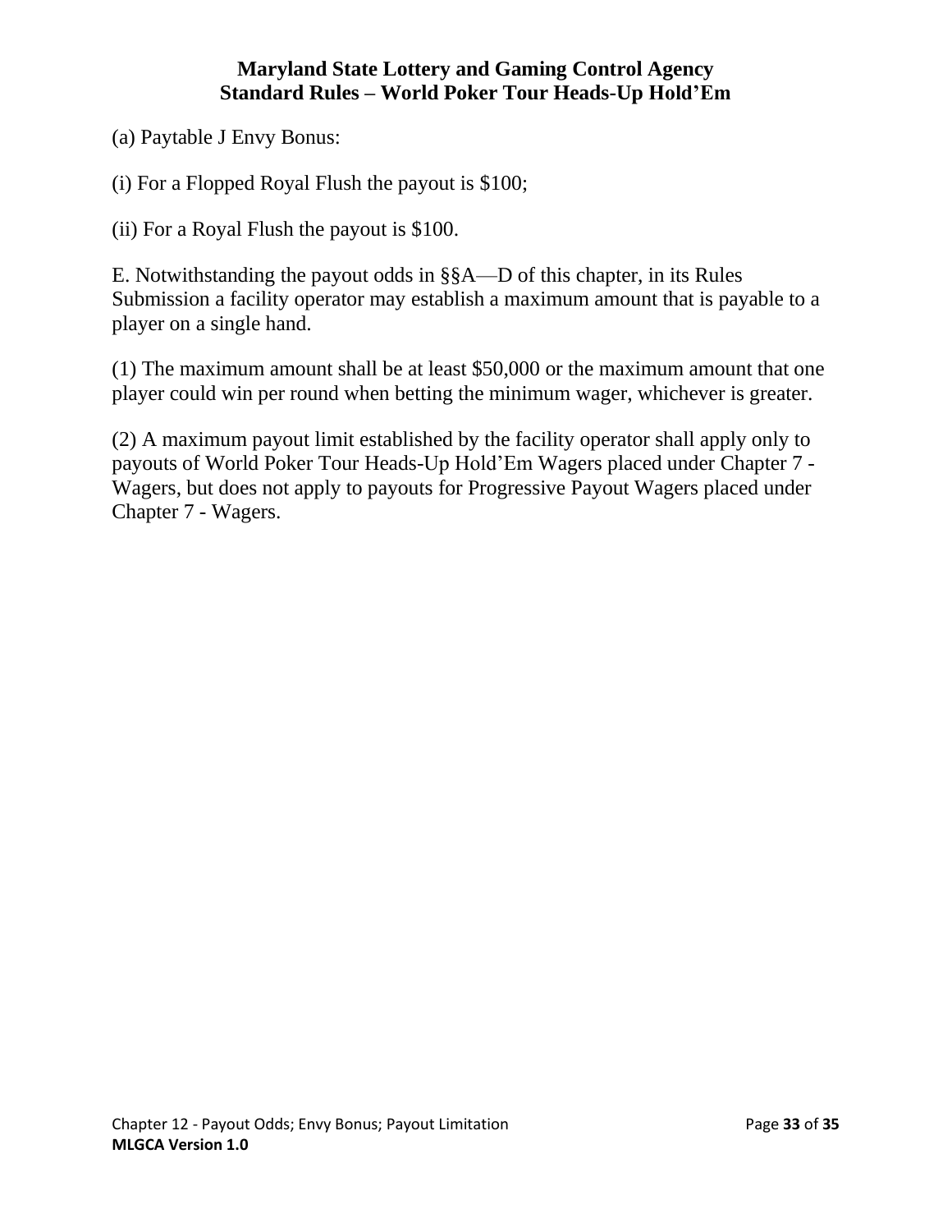(a) Paytable J Envy Bonus:

(i) For a Flopped Royal Flush the payout is $100;

(ii) For a Royal Flush the payout is $100.

E. Notwithstanding the payout odds in §§A—D of this chapter, in its Rules Submission a facility operator may establish a maximum amount that is payable to a player on a single hand.

(1) The maximum amount shall be at least $50,000 or the maximum amount that one player could win per round when betting the minimum wager, whichever is greater.

(2) A maximum payout limit established by the facility operator shall apply only to payouts of World Poker Tour Heads-Up Hold'Em Wagers placed under Chapter 7 - Wagers, but does not apply to payouts for Progressive Payout Wagers placed under Chapter 7 - Wagers.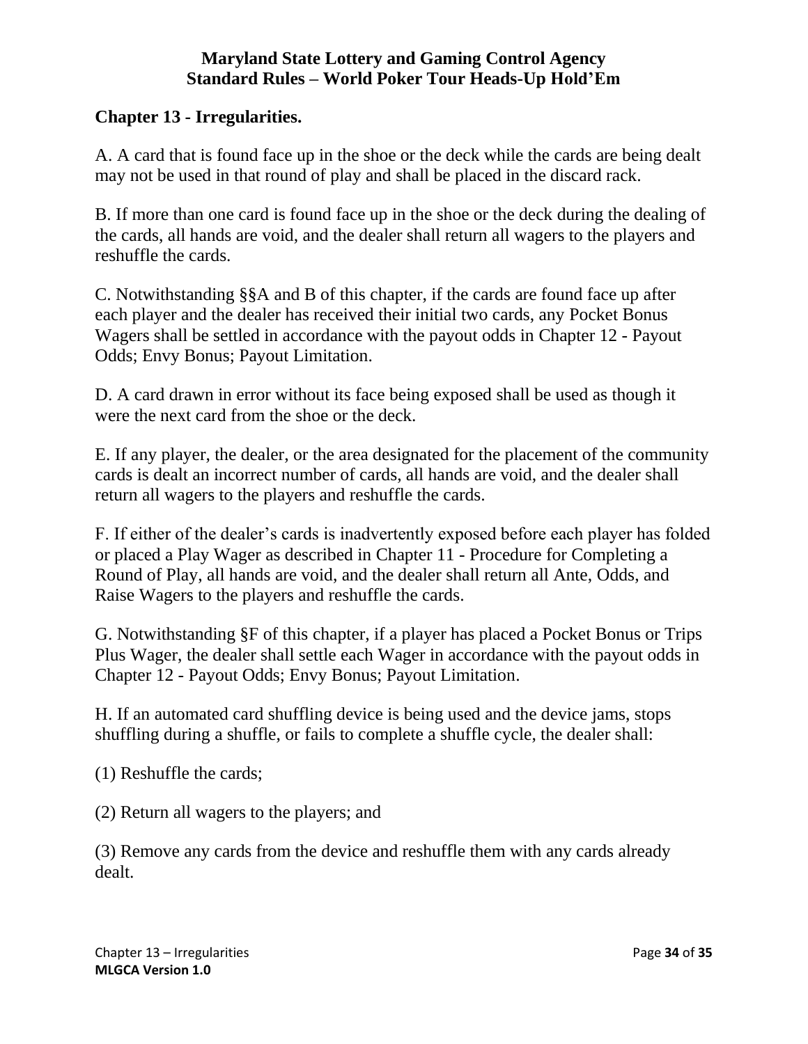**Maryland State Lottery and Gaming Control Agency**
**Standard Rules – World Poker Tour Heads-Up Hold'Em**

## Chapter 13 - Irregularities.

A. A card that is found face up in the shoe or the deck while the cards are being dealt may not be used in that round of play and shall be placed in the discard rack.

B. If more than one card is found face up in the shoe or the deck during the dealing of the cards, all hands are void, and the dealer shall return all wagers to the players and reshuffle the cards.

C. Notwithstanding §§A and B of this chapter, if the cards are found face up after each player and the dealer has received their initial two cards, any Pocket Bonus Wagers shall be settled in accordance with the payout odds in Chapter 12 - Payout Odds; Envy Bonus; Payout Limitation.

D. A card drawn in error without its face being exposed shall be used as though it were the next card from the shoe or the deck.

E. If any player, the dealer, or the area designated for the placement of the community cards is dealt an incorrect number of cards, all hands are void, and the dealer shall return all wagers to the players and reshuffle the cards.

F. If either of the dealer's cards is inadvertently exposed before each player has folded or placed a Play Wager as described in Chapter 11 - Procedure for Completing a Round of Play, all hands are void, and the dealer shall return all Ante, Odds, and Raise Wagers to the players and reshuffle the cards.

G. Notwithstanding §F of this chapter, if a player has placed a Pocket Bonus or Trips Plus Wager, the dealer shall settle each Wager in accordance with the payout odds in Chapter 12 - Payout Odds; Envy Bonus; Payout Limitation.

H. If an automated card shuffling device is being used and the device jams, stops shuffling during a shuffle, or fails to complete a shuffle cycle, the dealer shall:

(1) Reshuffle the cards;

(2) Return all wagers to the players; and

(3) Remove any cards from the device and reshuffle them with any cards already dealt.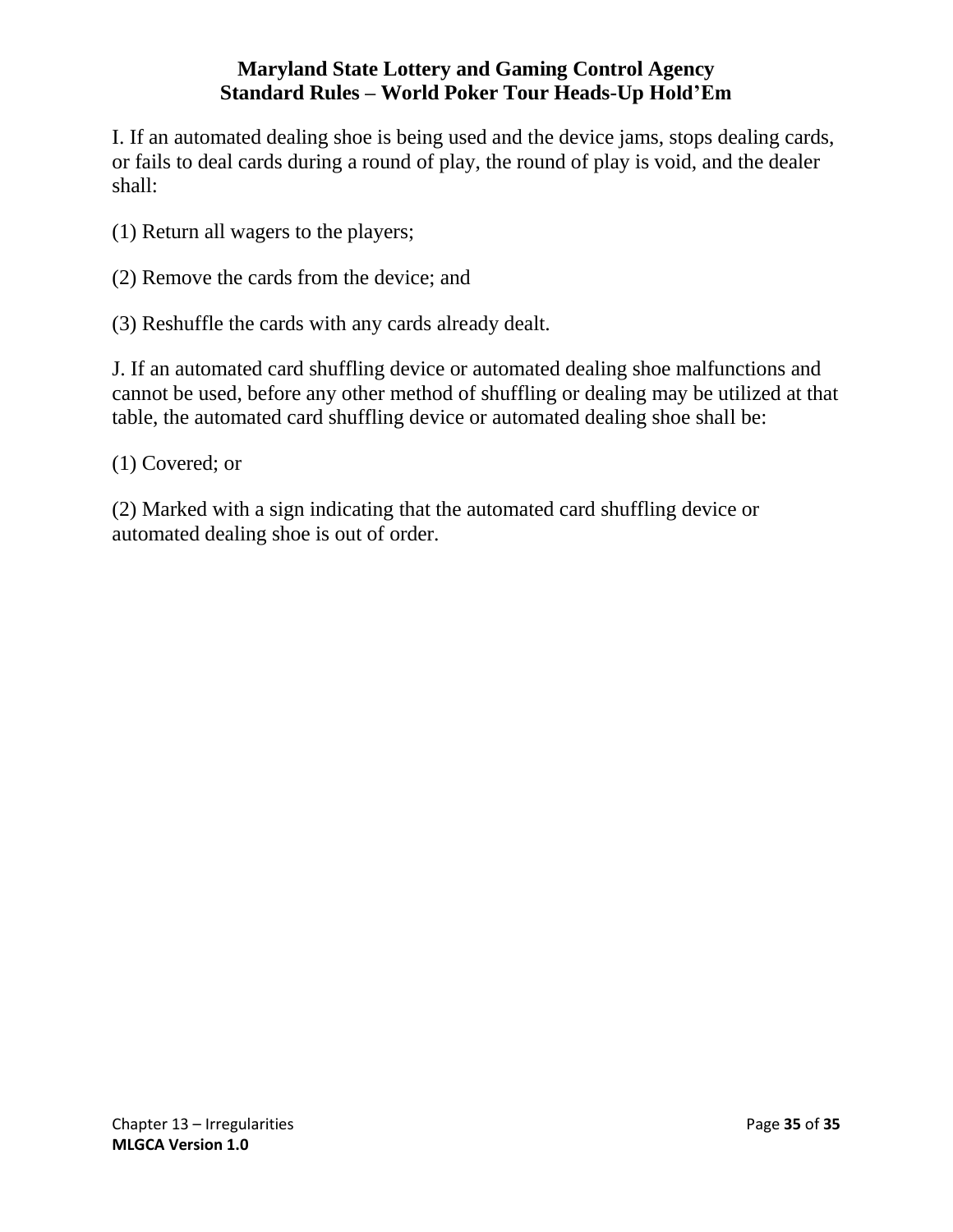I. If an automated dealing shoe is being used and the device jams, stops dealing cards, or fails to deal cards during a round of play, the round of play is void, and the dealer shall:

(1) Return all wagers to the players;

(2) Remove the cards from the device; and

(3) Reshuffle the cards with any cards already dealt.

J. If an automated card shuffling device or automated dealing shoe malfunctions and cannot be used, before any other method of shuffling or dealing may be utilized at that table, the automated card shuffling device or automated dealing shoe shall be:

(1) Covered; or

(2) Marked with a sign indicating that the automated card shuffling device or automated dealing shoe is out of order.